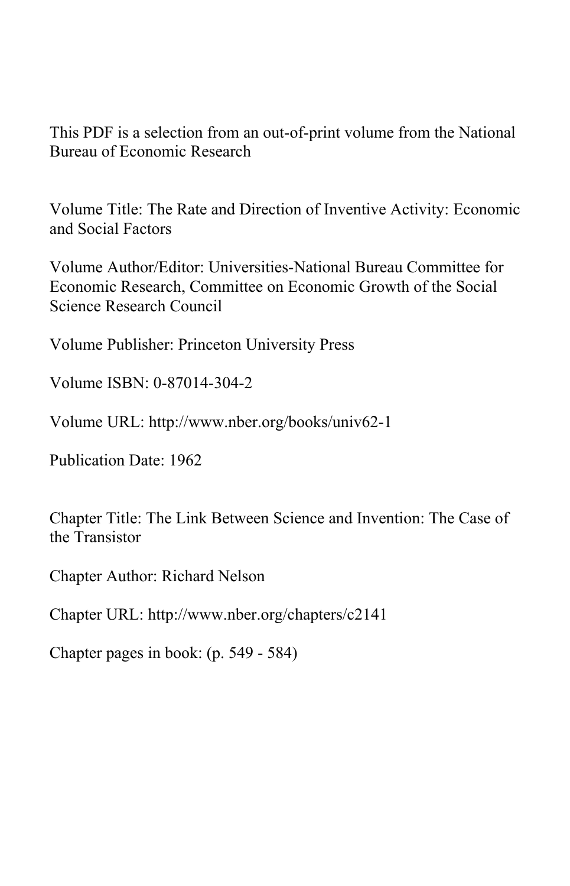This PDF is a selection from an out-of-print volume from the National Bureau of Economic Research

Volume Title: The Rate and Direction of Inventive Activity: Economic and Social Factors

Volume Author/Editor: Universities-National Bureau Committee for Economic Research, Committee on Economic Growth of the Social Science Research Council

Volume Publisher: Princeton University Press

Volume ISBN: 0-87014-304-2

Volume URL: http://www.nber.org/books/univ62-1

Publication Date: 1962

Chapter Title: The Link Between Science and Invention: The Case of the Transistor

Chapter Author: Richard Nelson

Chapter URL: http://www.nber.org/chapters/c2141

Chapter pages in book: (p. 549 - 584)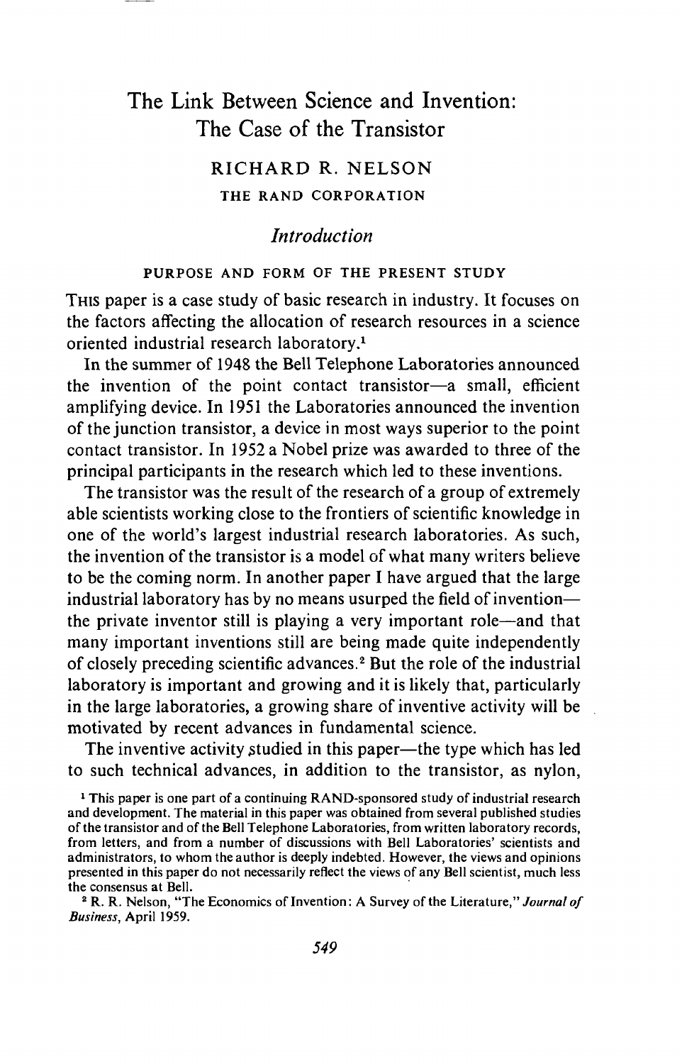# The Link Between Science and Invention: The Case of the Transistor

RICHARD R. NELSON

THE RAND CORPORATION

## *Introduction*

### PURPOSE AND FORM OF THE PRESENT STUDY

THIS paper is a case study of basic research in industry. It focuses on the factors affecting the allocation of research resources in a science oriented industrial research laboratory.[1]

In the summer of 1948 the Bell Telephone Laboratories announced the invention of the point contact transistor—a small, efficient amplifying device. In 1951 the Laboratories announced the invention of the junction transistor, a device in most ways superior to the point contact transistor. In 1952 a Nobel prize was awarded to three of the principal participants in the research which led to these inventions.

The transistor was the result of the research of a group of extremely able scientists working close to the frontiers of scientific knowledge in one of the world's largest industrial research laboratories. As such, the invention of the transistor is a model of what many writers believe to be the coming norm. In another paper I have argued that the large industrial laboratory has by no means usurped the field of invention—the private inventor still is playing a very important role—and that many important inventions still are being made quite independently of closely preceding scientific advances.[2] But the role of the industrial laboratory is important and growing and it is likely that, particularly in the large laboratories, a growing share of inventive activity will be motivated by recent advances in fundamental science.

The inventive activity studied in this paper—the type which has led to such technical advances, in addition to the transistor, as nylon,

[1] This paper is one part of a continuing RAND-sponsored study of industrial research and development. The material in this paper was obtained from several published studies of the transistor and of the Bell Telephone Laboratories, from written laboratory records, from letters, and from a number of discussions with Bell Laboratories' scientists and administrators, to whom the author is deeply indebted. However, the views and opinions presented in this paper do not necessarily reflect the views of any Bell scientist, much less the consensus at Bell.

[2] R. R. Nelson, "The Economics of Invention: A Survey of the Literature," *Journal of Business*, April 1959.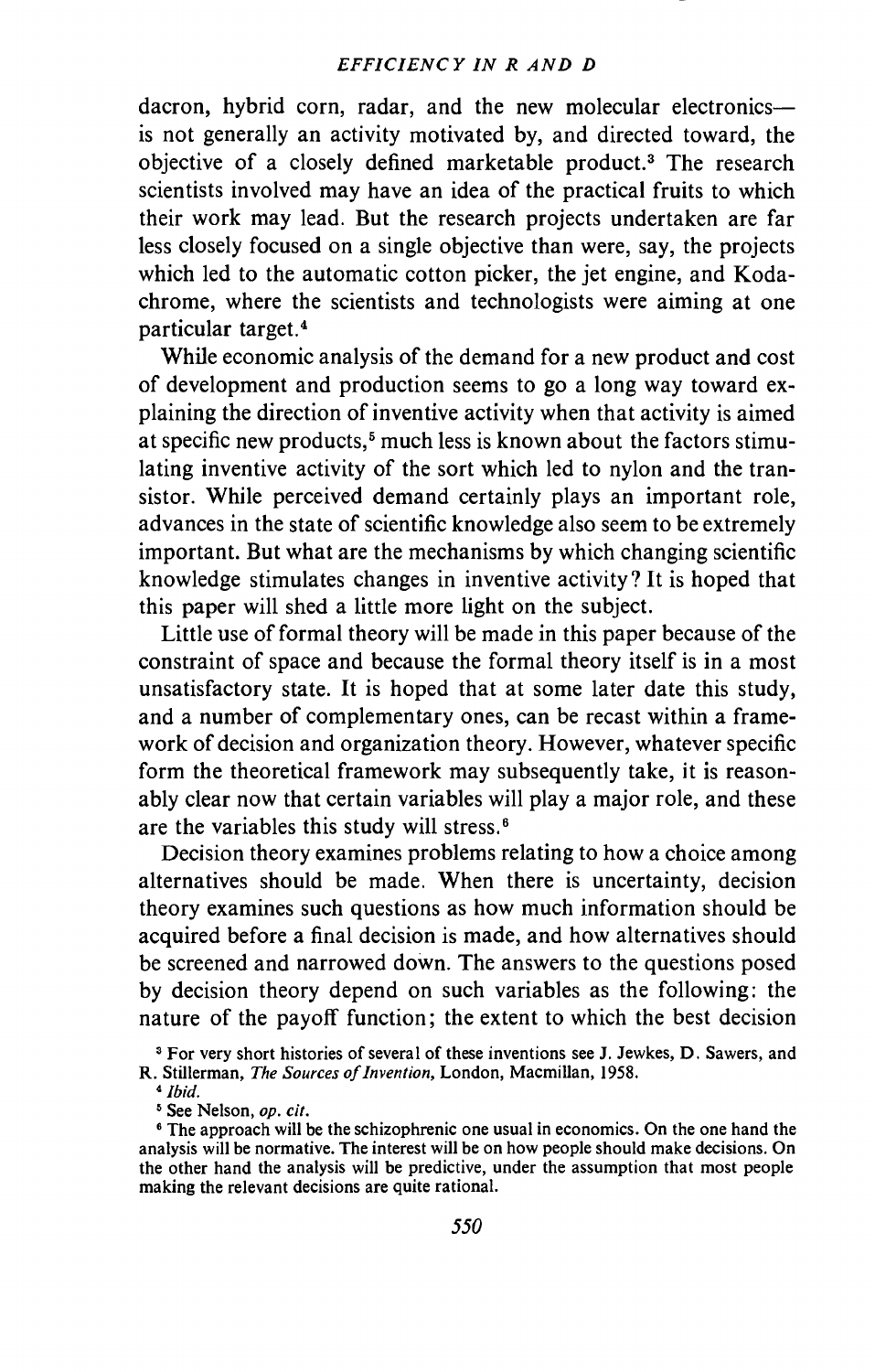dacron, hybrid corn, radar, and the new molecular electronics—is not generally an activity motivated by, and directed toward, the objective of a closely defined marketable product.[3] The research scientists involved may have an idea of the practical fruits to which their work may lead. But the research projects undertaken are far less closely focused on a single objective than were, say, the projects which led to the automatic cotton picker, the jet engine, and Kodachrome, where the scientists and technologists were aiming at one particular target.[4]

While economic analysis of the demand for a new product and cost of development and production seems to go a long way toward explaining the direction of inventive activity when that activity is aimed at specific new products,[5] much less is known about the factors stimulating inventive activity of the sort which led to nylon and the transistor. While perceived demand certainly plays an important role, advances in the state of scientific knowledge also seem to be extremely important. But what are the mechanisms by which changing scientific knowledge stimulates changes in inventive activity? It is hoped that this paper will shed a little more light on the subject.

Little use of formal theory will be made in this paper because of the constraint of space and because the formal theory itself is in a most unsatisfactory state. It is hoped that at some later date this study, and a number of complementary ones, can be recast within a framework of decision and organization theory. However, whatever specific form the theoretical framework may subsequently take, it is reasonably clear now that certain variables will play a major role, and these are the variables this study will stress.[6]

Decision theory examines problems relating to how a choice among alternatives should be made. When there is uncertainty, decision theory examines such questions as how much information should be acquired before a final decision is made, and how alternatives should be screened and narrowed down. The answers to the questions posed by decision theory depend on such variables as the following: the nature of the payoff function; the extent to which the best decision

[3] For very short histories of several of these inventions see J. Jewkes, D. Sawers, and R. Stillerman, *The Sources of Invention*, London, Macmillan, 1958.

[4] *Ibid.*

[5] See Nelson, *op. cit.*

[6] The approach will be the schizophrenic one usual in economics. On the one hand the analysis will be normative. The interest will be on how people should make decisions. On the other hand the analysis will be predictive, under the assumption that most people making the relevant decisions are quite rational.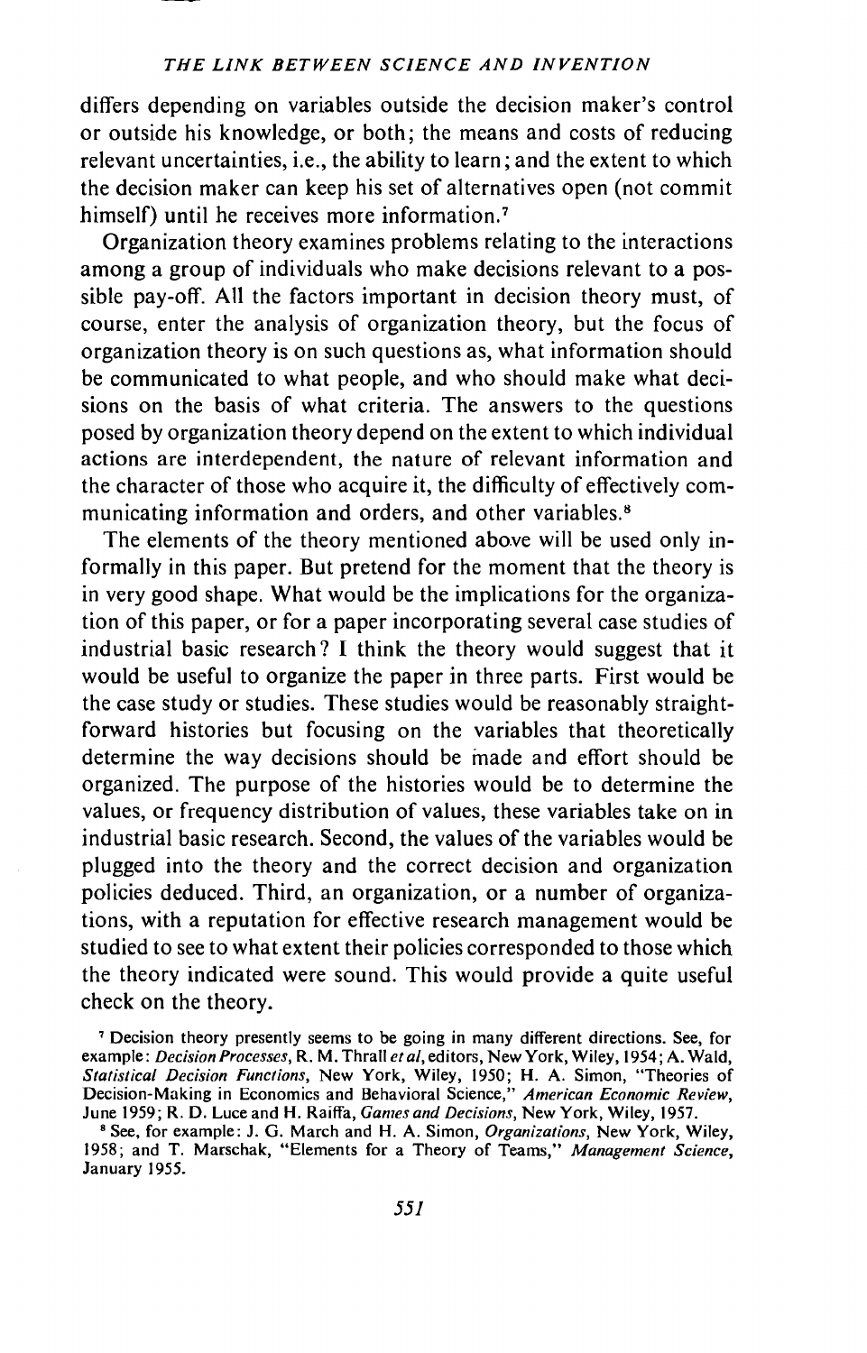differs depending on variables outside the decision maker's control or outside his knowledge, or both; the means and costs of reducing relevant uncertainties, i.e., the ability to learn; and the extent to which the decision maker can keep his set of alternatives open (not commit himself) until he receives more information.[7]

Organization theory examines problems relating to the interactions among a group of individuals who make decisions relevant to a possible pay-off. All the factors important in decision theory must, of course, enter the analysis of organization theory, but the focus of organization theory is on such questions as, what information should be communicated to what people, and who should make what decisions on the basis of what criteria. The answers to the questions posed by organization theory depend on the extent to which individual actions are interdependent, the nature of relevant information and the character of those who acquire it, the difficulty of effectively communicating information and orders, and other variables.[8]

The elements of the theory mentioned above will be used only informally in this paper. But pretend for the moment that the theory is in very good shape. What would be the implications for the organization of this paper, or for a paper incorporating several case studies of industrial basic research? I think the theory would suggest that it would be useful to organize the paper in three parts. First would be the case study or studies. These studies would be reasonably straightforward histories but focusing on the variables that theoretically determine the way decisions should be made and effort should be organized. The purpose of the histories would be to determine the values, or frequency distribution of values, these variables take on in industrial basic research. Second, the values of the variables would be plugged into the theory and the correct decision and organization policies deduced. Third, an organization, or a number of organizations, with a reputation for effective research management would be studied to see to what extent their policies corresponded to those which the theory indicated were sound. This would provide a quite useful check on the theory.

[7] Decision theory presently seems to be going in many different directions. See, for example: *Decision Processes*, R. M. Thrall *et al*, editors, New York, Wiley, 1954; A. Wald, *Statistical Decision Functions*, New York, Wiley, 1950; H. A. Simon, "Theories of Decision-Making in Economics and Behavioral Science," *American Economic Review*, June 1959; R. D. Luce and H. Raiffa, *Games and Decisions*, New York, Wiley, 1957.

[8] See, for example: J. G. March and H. A. Simon, *Organizations*, New York, Wiley, 1958; and T. Marschak, "Elements for a Theory of Teams," *Management Science*, January 1955.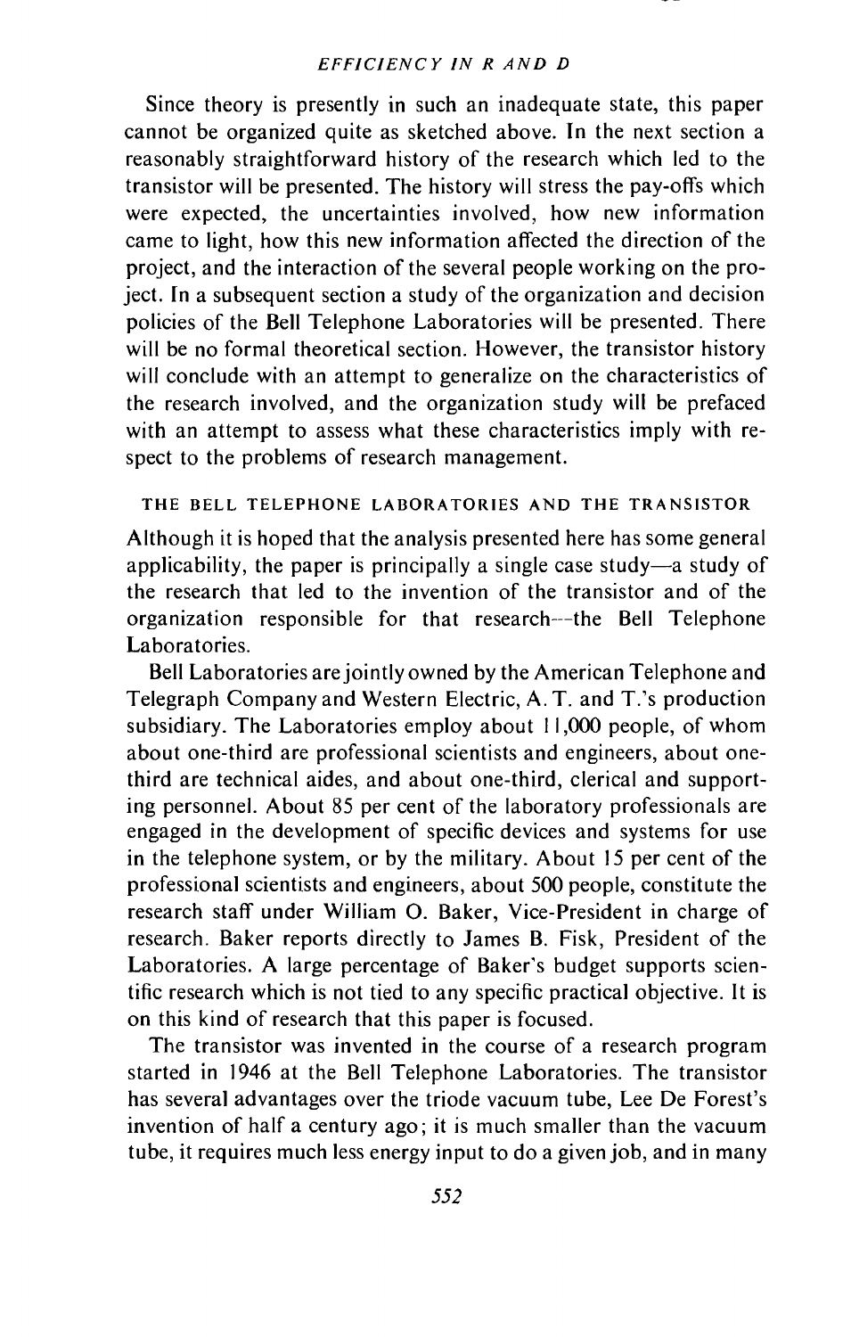Since theory is presently in such an inadequate state, this paper cannot be organized quite as sketched above. In the next section a reasonably straightforward history of the research which led to the transistor will be presented. The history will stress the pay-offs which were expected, the uncertainties involved, how new information came to light, how this new information affected the direction of the project, and the interaction of the several people working on the project. In a subsequent section a study of the organization and decision policies of the Bell Telephone Laboratories will be presented. There will be no formal theoretical section. However, the transistor history will conclude with an attempt to generalize on the characteristics of the research involved, and the organization study will be prefaced with an attempt to assess what these characteristics imply with respect to the problems of research management.

## THE BELL TELEPHONE LABORATORIES AND THE TRANSISTOR

Although it is hoped that the analysis presented here has some general applicability, the paper is principally a single case study—a study of the research that led to the invention of the transistor and of the organization responsible for that research—the Bell Telephone Laboratories.

Bell Laboratories are jointly owned by the American Telephone and Telegraph Company and Western Electric, A. T. and T.'s production subsidiary. The Laboratories employ about 11,000 people, of whom about one-third are professional scientists and engineers, about one-third are technical aides, and about one-third, clerical and supporting personnel. About 85 per cent of the laboratory professionals are engaged in the development of specific devices and systems for use in the telephone system, or by the military. About 15 per cent of the professional scientists and engineers, about 500 people, constitute the research staff under William O. Baker, Vice-President in charge of research. Baker reports directly to James B. Fisk, President of the Laboratories. A large percentage of Baker's budget supports scientific research which is not tied to any specific practical objective. It is on this kind of research that this paper is focused.

The transistor was invented in the course of a research program started in 1946 at the Bell Telephone Laboratories. The transistor has several advantages over the triode vacuum tube, Lee De Forest's invention of half a century ago; it is much smaller than the vacuum tube, it requires much less energy input to do a given job, and in many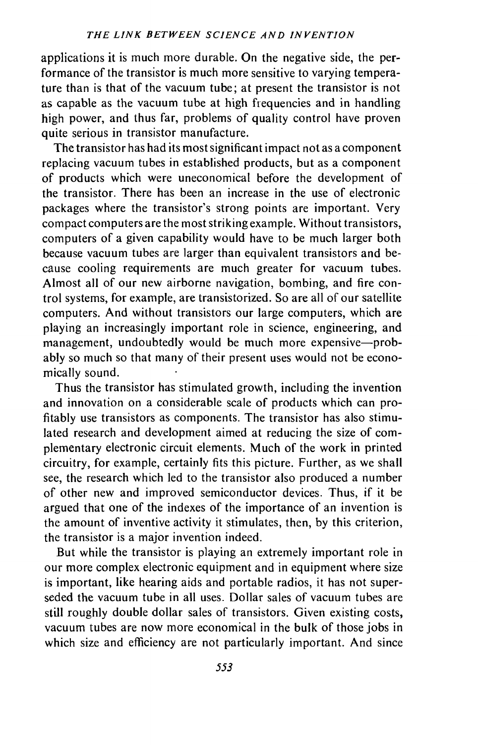applications it is much more durable. On the negative side, the performance of the transistor is much more sensitive to varying temperature than is that of the vacuum tube; at present the transistor is not as capable as the vacuum tube at high frequencies and in handling high power, and thus far, problems of quality control have proven quite serious in transistor manufacture.

The transistor has had its most significant impact not as a component replacing vacuum tubes in established products, but as a component of products which were uneconomical before the development of the transistor. There has been an increase in the use of electronic packages where the transistor's strong points are important. Very compact computers are the most striking example. Without transistors, computers of a given capability would have to be much larger both because vacuum tubes are larger than equivalent transistors and because cooling requirements are much greater for vacuum tubes. Almost all of our new airborne navigation, bombing, and fire control systems, for example, are transistorized. So are all of our satellite computers. And without transistors our large computers, which are playing an increasingly important role in science, engineering, and management, undoubtedly would be much more expensive—probably so much so that many of their present uses would not be economically sound.

Thus the transistor has stimulated growth, including the invention and innovation on a considerable scale of products which can profitably use transistors as components. The transistor has also stimulated research and development aimed at reducing the size of complementary electronic circuit elements. Much of the work in printed circuitry, for example, certainly fits this picture. Further, as we shall see, the research which led to the transistor also produced a number of other new and improved semiconductor devices. Thus, if it be argued that one of the indexes of the importance of an invention is the amount of inventive activity it stimulates, then, by this criterion, the transistor is a major invention indeed.

But while the transistor is playing an extremely important role in our more complex electronic equipment and in equipment where size is important, like hearing aids and portable radios, it has not superseded the vacuum tube in all uses. Dollar sales of vacuum tubes are still roughly double dollar sales of transistors. Given existing costs, vacuum tubes are now more economical in the bulk of those jobs in which size and efficiency are not particularly important. And since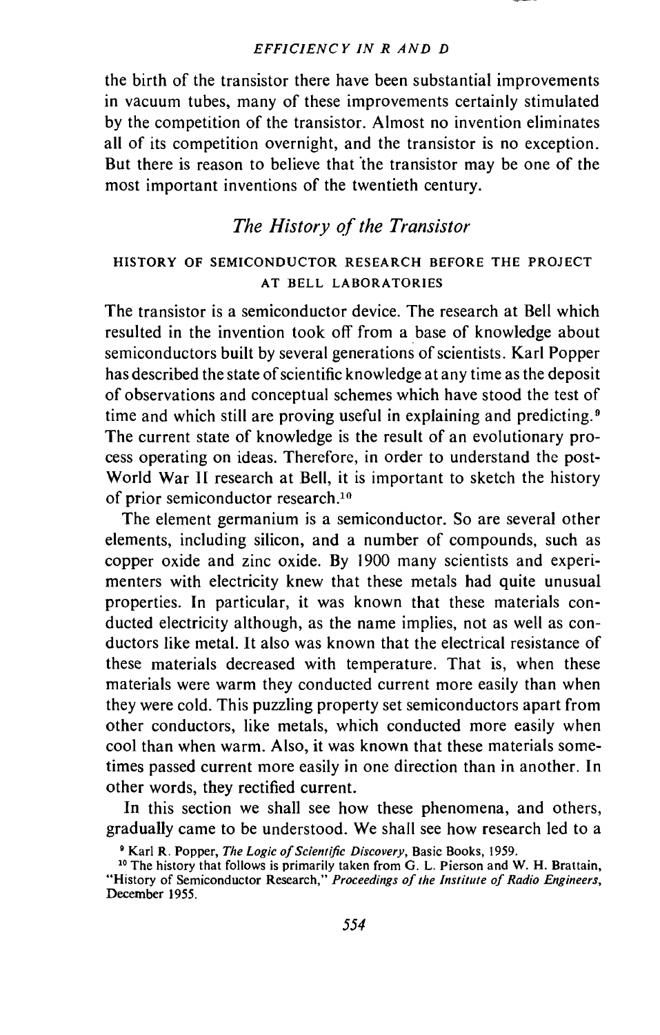the birth of the transistor there have been substantial improvements in vacuum tubes, many of these improvements certainly stimulated by the competition of the transistor. Almost no invention eliminates all of its competition overnight, and the transistor is no exception. But there is reason to believe that the transistor may be one of the most important inventions of the twentieth century.

## *The History of the Transistor*

### HISTORY OF SEMICONDUCTOR RESEARCH BEFORE THE PROJECT AT BELL LABORATORIES

The transistor is a semiconductor device. The research at Bell which resulted in the invention took off from a base of knowledge about semiconductors built by several generations of scientists. Karl Popper has described the state of scientific knowledge at any time as the deposit of observations and conceptual schemes which have stood the test of time and which still are proving useful in explaining and predicting.[9] The current state of knowledge is the result of an evolutionary process operating on ideas. Therefore, in order to understand the post-World War II research at Bell, it is important to sketch the history of prior semiconductor research.[10]

The element germanium is a semiconductor. So are several other elements, including silicon, and a number of compounds, such as copper oxide and zinc oxide. By 1900 many scientists and experimenters with electricity knew that these metals had quite unusual properties. In particular, it was known that these materials conducted electricity although, as the name implies, not as well as conductors like metal. It also was known that the electrical resistance of these materials decreased with temperature. That is, when these materials were warm they conducted current more easily than when they were cold. This puzzling property set semiconductors apart from other conductors, like metals, which conducted more easily when cool than when warm. Also, it was known that these materials sometimes passed current more easily in one direction than in another. In other words, they rectified current.

In this section we shall see how these phenomena, and others, gradually came to be understood. We shall see how research led to a

[9] Karl R. Popper, *The Logic of Scientific Discovery*, Basic Books, 1959.

[10] The history that follows is primarily taken from G. L. Pierson and W. H. Brattain, "History of Semiconductor Research," *Proceedings of the Institute of Radio Engineers*, December 1955.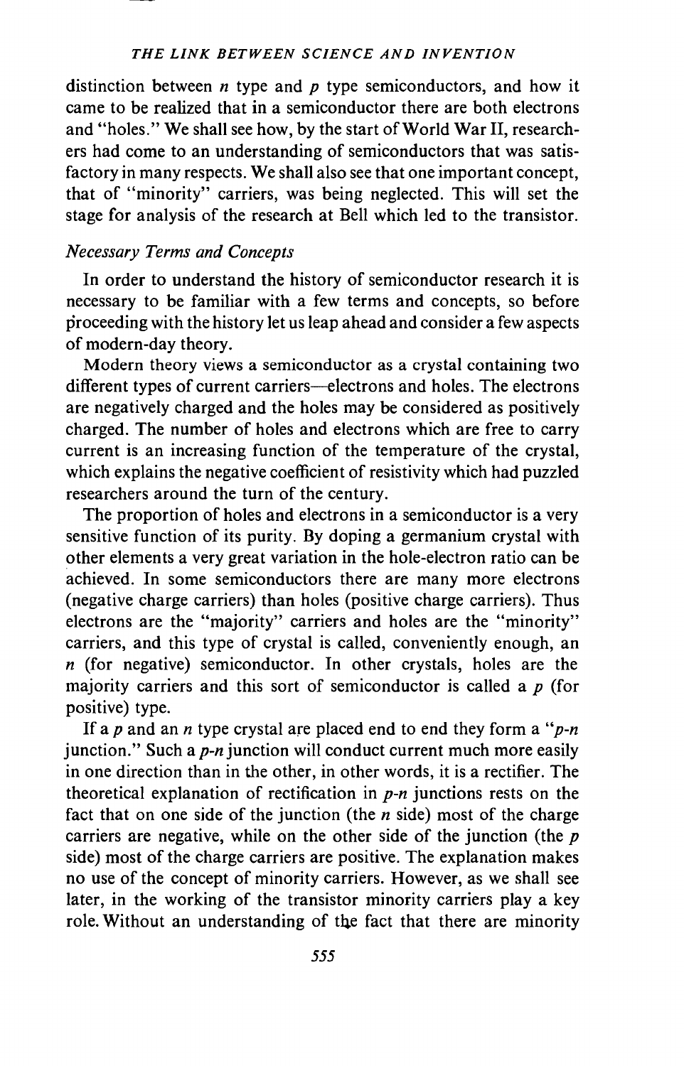distinction between *n* type and *p* type semiconductors, and how it came to be realized that in a semiconductor there are both electrons and "holes." We shall see how, by the start of World War II, researchers had come to an understanding of semiconductors that was satisfactory in many respects. We shall also see that one important concept, that of "minority" carriers, was being neglected. This will set the stage for analysis of the research at Bell which led to the transistor.

### *Necessary Terms and Concepts*

In order to understand the history of semiconductor research it is necessary to be familiar with a few terms and concepts, so before proceeding with the history let us leap ahead and consider a few aspects of modern-day theory.

Modern theory views a semiconductor as a crystal containing two different types of current carriers—electrons and holes. The electrons are negatively charged and the holes may be considered as positively charged. The number of holes and electrons which are free to carry current is an increasing function of the temperature of the crystal, which explains the negative coefficient of resistivity which had puzzled researchers around the turn of the century.

The proportion of holes and electrons in a semiconductor is a very sensitive function of its purity. By doping a germanium crystal with other elements a very great variation in the hole-electron ratio can be achieved. In some semiconductors there are many more electrons (negative charge carriers) than holes (positive charge carriers). Thus electrons are the "majority" carriers and holes are the "minority" carriers, and this type of crystal is called, conveniently enough, an *n* (for negative) semiconductor. In other crystals, holes are the majority carriers and this sort of semiconductor is called a *p* (for positive) type.

If a *p* and an *n* type crystal are placed end to end they form a "*p-n* junction." Such a *p-n* junction will conduct current much more easily in one direction than in the other, in other words, it is a rectifier. The theoretical explanation of rectification in *p-n* junctions rests on the fact that on one side of the junction (the *n* side) most of the charge carriers are negative, while on the other side of the junction (the *p* side) most of the charge carriers are positive. The explanation makes no use of the concept of minority carriers. However, as we shall see later, in the working of the transistor minority carriers play a key role. Without an understanding of the fact that there are minority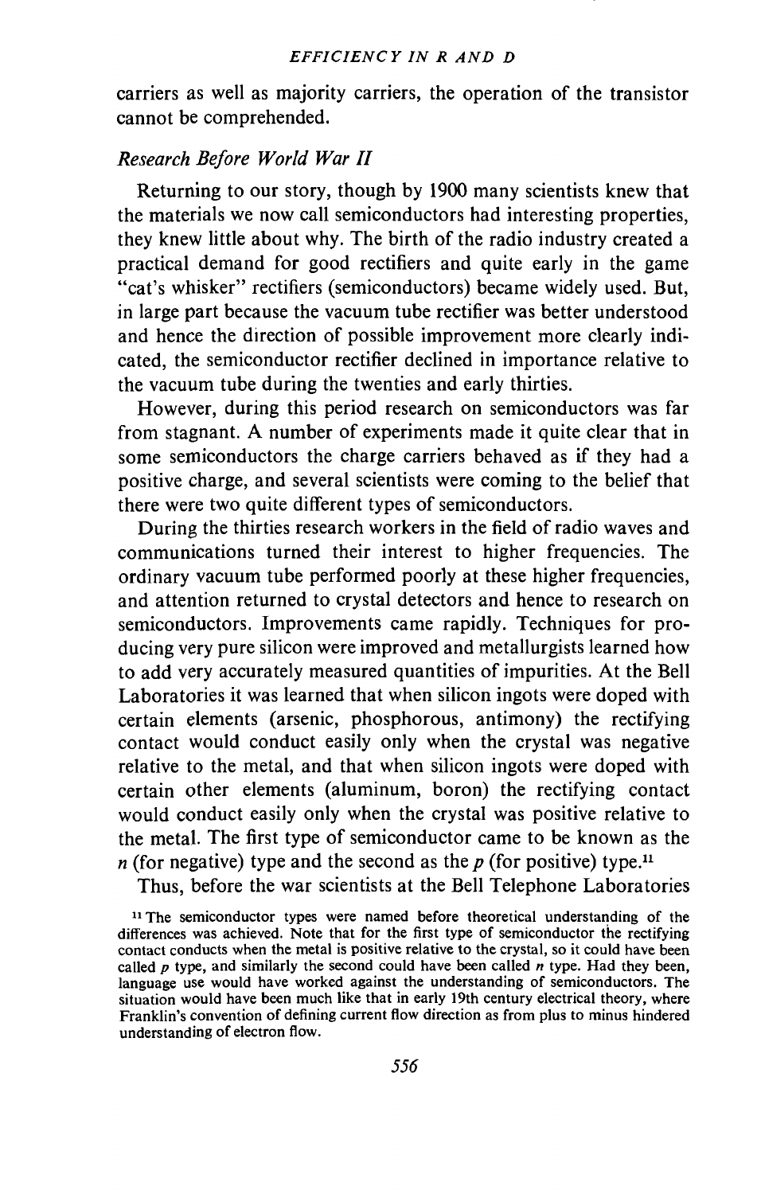carriers as well as majority carriers, the operation of the transistor cannot be comprehended.

### *Research Before World War II*

Returning to our story, though by 1900 many scientists knew that the materials we now call semiconductors had interesting properties, they knew little about why. The birth of the radio industry created a practical demand for good rectifiers and quite early in the game "cat's whisker" rectifiers (semiconductors) became widely used. But, in large part because the vacuum tube rectifier was better understood and hence the direction of possible improvement more clearly indicated, the semiconductor rectifier declined in importance relative to the vacuum tube during the twenties and early thirties.

However, during this period research on semiconductors was far from stagnant. A number of experiments made it quite clear that in some semiconductors the charge carriers behaved as if they had a positive charge, and several scientists were coming to the belief that there were two quite different types of semiconductors.

During the thirties research workers in the field of radio waves and communications turned their interest to higher frequencies. The ordinary vacuum tube performed poorly at these higher frequencies, and attention returned to crystal detectors and hence to research on semiconductors. Improvements came rapidly. Techniques for producing very pure silicon were improved and metallurgists learned how to add very accurately measured quantities of impurities. At the Bell Laboratories it was learned that when silicon ingots were doped with certain elements (arsenic, phosphorous, antimony) the rectifying contact would conduct easily only when the crystal was negative relative to the metal, and that when silicon ingots were doped with certain other elements (aluminum, boron) the rectifying contact would conduct easily only when the crystal was positive relative to the metal. The first type of semiconductor came to be known as the *n* (for negative) type and the second as the *p* (for positive) type.[11]

Thus, before the war scientists at the Bell Telephone Laboratories

[11] The semiconductor types were named before theoretical understanding of the differences was achieved. Note that for the first type of semiconductor the rectifying contact conducts when the metal is positive relative to the crystal, so it could have been called *p* type, and similarly the second could have been called *n* type. Had they been, language use would have worked against the understanding of semiconductors. The situation would have been much like that in early 19th century electrical theory, where Franklin's convention of defining current flow direction as from plus to minus hindered understanding of electron flow.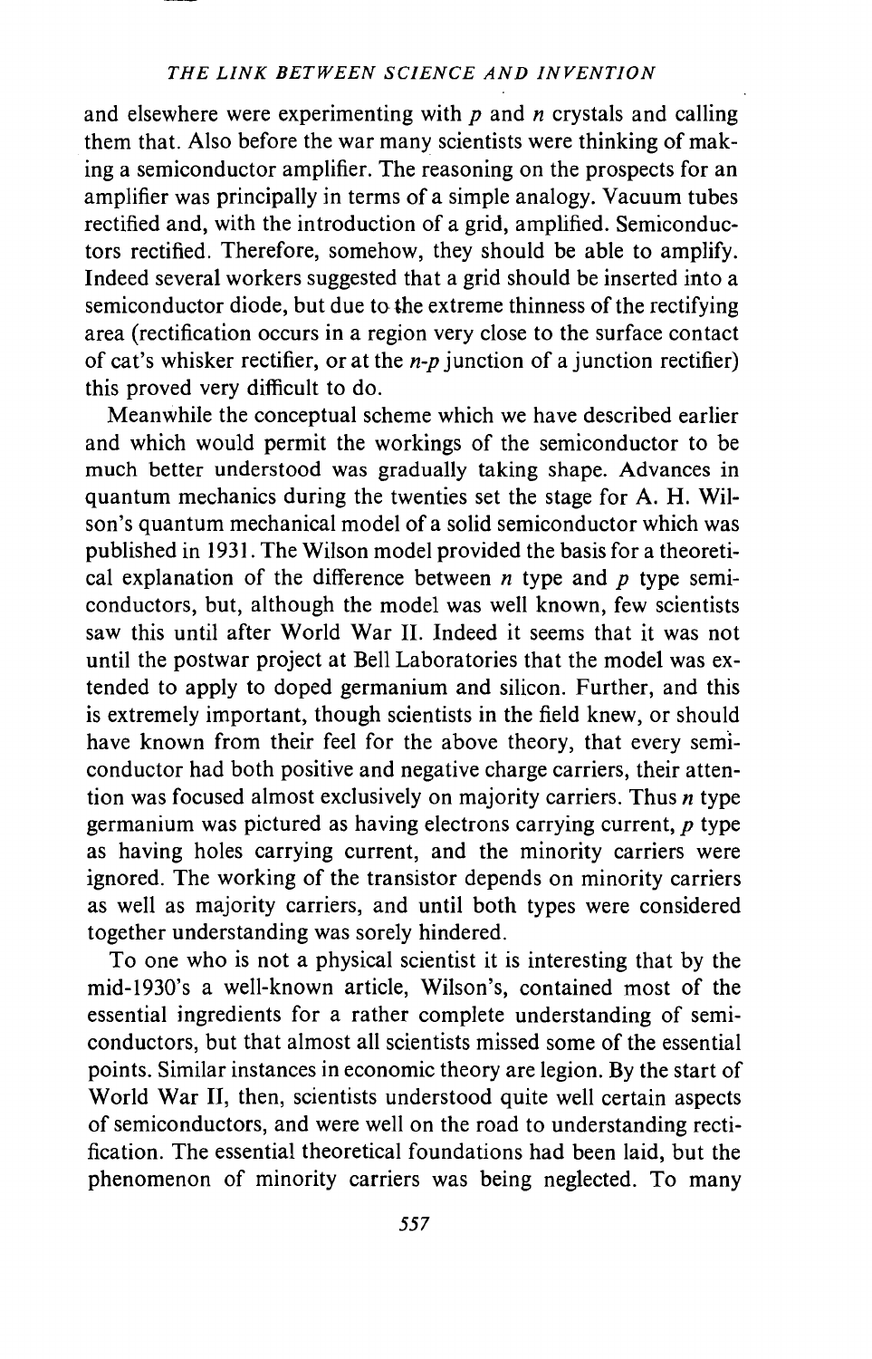and elsewhere were experimenting with $p$ and $n$ crystals and calling them that. Also before the war many scientists were thinking of making a semiconductor amplifier. The reasoning on the prospects for an amplifier was principally in terms of a simple analogy. Vacuum tubes rectified and, with the introduction of a grid, amplified. Semiconductors rectified. Therefore, somehow, they should be able to amplify. Indeed several workers suggested that a grid should be inserted into a semiconductor diode, but due to the extreme thinness of the rectifying area (rectification occurs in a region very close to the surface contact of cat's whisker rectifier, or at the $n$-$p$ junction of a junction rectifier) this proved very difficult to do.

Meanwhile the conceptual scheme which we have described earlier and which would permit the workings of the semiconductor to be much better understood was gradually taking shape. Advances in quantum mechanics during the twenties set the stage for A. H. Wilson's quantum mechanical model of a solid semiconductor which was published in 1931. The Wilson model provided the basis for a theoretical explanation of the difference between $n$ type and $p$ type semiconductors, but, although the model was well known, few scientists saw this until after World War II. Indeed it seems that it was not until the postwar project at Bell Laboratories that the model was extended to apply to doped germanium and silicon. Further, and this is extremely important, though scientists in the field knew, or should have known from their feel for the above theory, that every semiconductor had both positive and negative charge carriers, their attention was focused almost exclusively on majority carriers. Thus $n$ type germanium was pictured as having electrons carrying current, $p$ type as having holes carrying current, and the minority carriers were ignored. The working of the transistor depends on minority carriers as well as majority carriers, and until both types were considered together understanding was sorely hindered.

To one who is not a physical scientist it is interesting that by the mid-1930's a well-known article, Wilson's, contained most of the essential ingredients for a rather complete understanding of semiconductors, but that almost all scientists missed some of the essential points. Similar instances in economic theory are legion. By the start of World War II, then, scientists understood quite well certain aspects of semiconductors, and were well on the road to understanding rectification. The essential theoretical foundations had been laid, but the phenomenon of minority carriers was being neglected. To many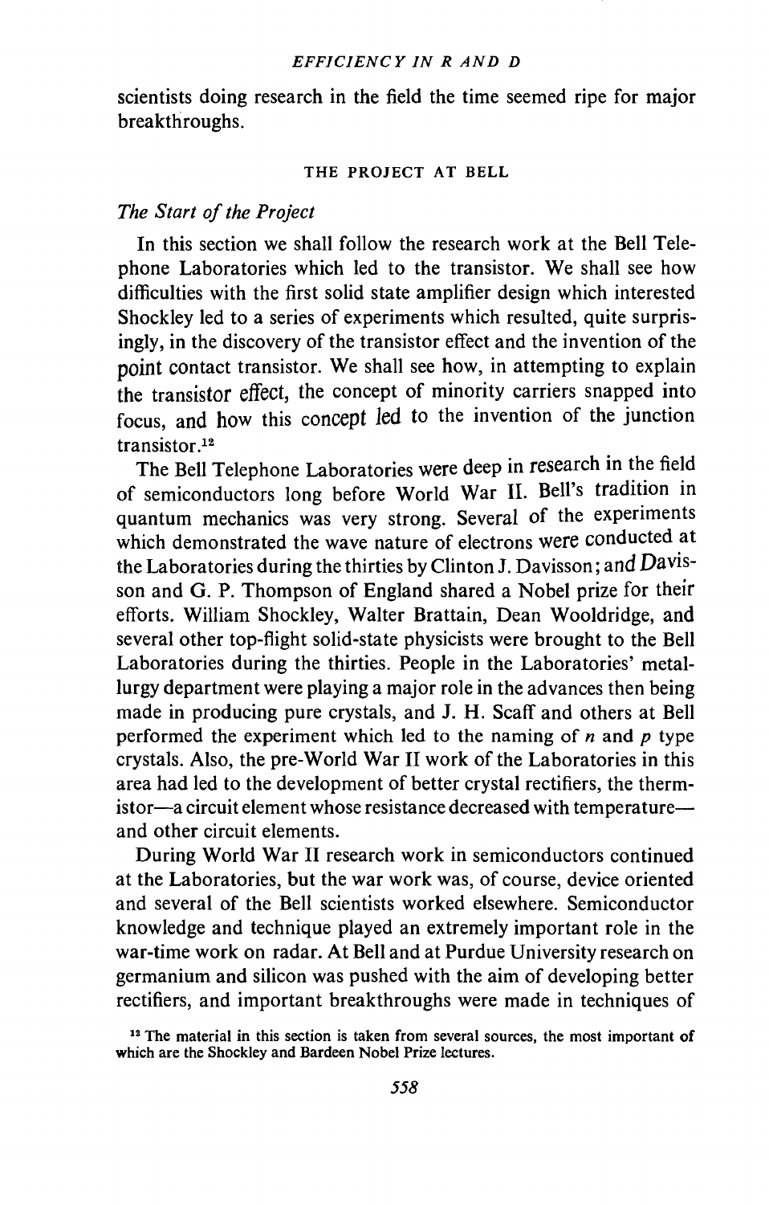scientists doing research in the field the time seemed ripe for major breakthroughs.

## THE PROJECT AT BELL

### *The Start of the Project*

In this section we shall follow the research work at the Bell Telephone Laboratories which led to the transistor. We shall see how difficulties with the first solid state amplifier design which interested Shockley led to a series of experiments which resulted, quite surprisingly, in the discovery of the transistor effect and the invention of the point contact transistor. We shall see how, in attempting to explain the transistor effect, the concept of minority carriers snapped into focus, and how this concept led to the invention of the junction transistor.[12]

The Bell Telephone Laboratories were deep in research in the field of semiconductors long before World War II. Bell's tradition in quantum mechanics was very strong. Several of the experiments which demonstrated the wave nature of electrons were conducted at the Laboratories during the thirties by Clinton J. Davisson; and Davisson and G. P. Thompson of England shared a Nobel prize for their efforts. William Shockley, Walter Brattain, Dean Wooldridge, and several other top-flight solid-state physicists were brought to the Bell Laboratories during the thirties. People in the Laboratories' metallurgy department were playing a major role in the advances then being made in producing pure crystals, and J. H. Scaff and others at Bell performed the experiment which led to the naming of *n* and *p* type crystals. Also, the pre-World War II work of the Laboratories in this area had led to the development of better crystal rectifiers, the thermistor—a circuit element whose resistance decreased with temperature—and other circuit elements.

During World War II research work in semiconductors continued at the Laboratories, but the war work was, of course, device oriented and several of the Bell scientists worked elsewhere. Semiconductor knowledge and technique played an extremely important role in the war-time work on radar. At Bell and at Purdue University research on germanium and silicon was pushed with the aim of developing better rectifiers, and important breakthroughs were made in techniques of

[12] The material in this section is taken from several sources, the most important of which are the Shockley and Bardeen Nobel Prize lectures.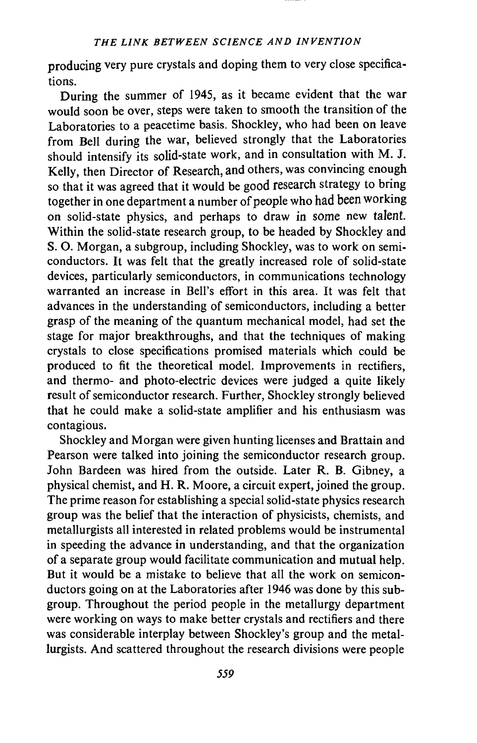producing very pure crystals and doping them to very close specifications.

During the summer of 1945, as it became evident that the war would soon be over, steps were taken to smooth the transition of the Laboratories to a peacetime basis. Shockley, who had been on leave from Bell during the war, believed strongly that the Laboratories should intensify its solid-state work, and in consultation with M. J. Kelly, then Director of Research, and others, was convincing enough so that it was agreed that it would be good research strategy to bring together in one department a number of people who had been working on solid-state physics, and perhaps to draw in some new talent. Within the solid-state research group, to be headed by Shockley and S. O. Morgan, a subgroup, including Shockley, was to work on semiconductors. It was felt that the greatly increased role of solid-state devices, particularly semiconductors, in communications technology warranted an increase in Bell's effort in this area. It was felt that advances in the understanding of semiconductors, including a better grasp of the meaning of the quantum mechanical model, had set the stage for major breakthroughs, and that the techniques of making crystals to close specifications promised materials which could be produced to fit the theoretical model. Improvements in rectifiers, and thermo- and photo-electric devices were judged a quite likely result of semiconductor research. Further, Shockley strongly believed that he could make a solid-state amplifier and his enthusiasm was contagious.

Shockley and Morgan were given hunting licenses and Brattain and Pearson were talked into joining the semiconductor research group. John Bardeen was hired from the outside. Later R. B. Gibney, a physical chemist, and H. R. Moore, a circuit expert, joined the group. The prime reason for establishing a special solid-state physics research group was the belief that the interaction of physicists, chemists, and metallurgists all interested in related problems would be instrumental in speeding the advance in understanding, and that the organization of a separate group would facilitate communication and mutual help. But it would be a mistake to believe that all the work on semiconductors going on at the Laboratories after 1946 was done by this subgroup. Throughout the period people in the metallurgy department were working on ways to make better crystals and rectifiers and there was considerable interplay between Shockley's group and the metallurgists. And scattered throughout the research divisions were people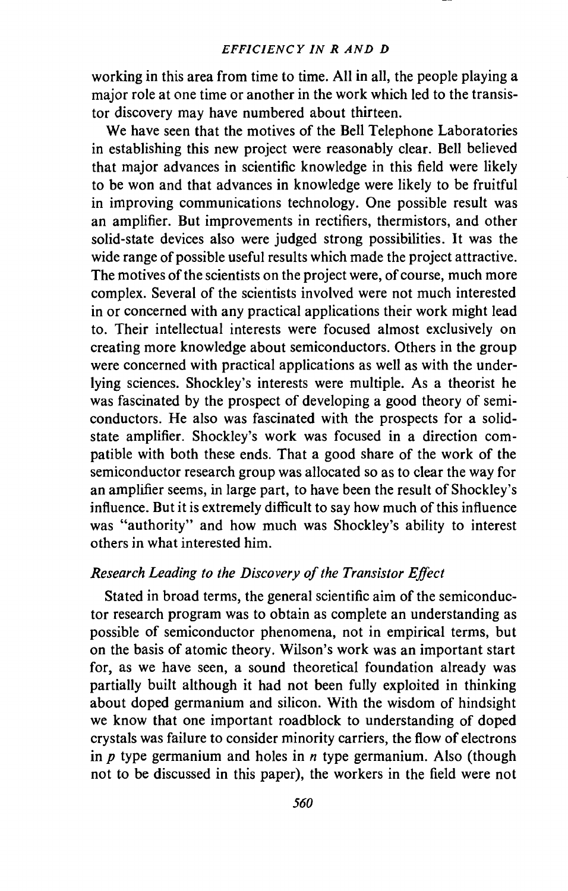working in this area from time to time. All in all, the people playing a major role at one time or another in the work which led to the transistor discovery may have numbered about thirteen.

We have seen that the motives of the Bell Telephone Laboratories in establishing this new project were reasonably clear. Bell believed that major advances in scientific knowledge in this field were likely to be won and that advances in knowledge were likely to be fruitful in improving communications technology. One possible result was an amplifier. But improvements in rectifiers, thermistors, and other solid-state devices also were judged strong possibilities. It was the wide range of possible useful results which made the project attractive. The motives of the scientists on the project were, of course, much more complex. Several of the scientists involved were not much interested in or concerned with any practical applications their work might lead to. Their intellectual interests were focused almost exclusively on creating more knowledge about semiconductors. Others in the group were concerned with practical applications as well as with the underlying sciences. Shockley's interests were multiple. As a theorist he was fascinated by the prospect of developing a good theory of semiconductors. He also was fascinated with the prospects for a solid-state amplifier. Shockley's work was focused in a direction compatible with both these ends. That a good share of the work of the semiconductor research group was allocated so as to clear the way for an amplifier seems, in large part, to have been the result of Shockley's influence. But it is extremely difficult to say how much of this influence was "authority" and how much was Shockley's ability to interest others in what interested him.

### *Research Leading to the Discovery of the Transistor Effect*

Stated in broad terms, the general scientific aim of the semiconductor research program was to obtain as complete an understanding as possible of semiconductor phenomena, not in empirical terms, but on the basis of atomic theory. Wilson's work was an important start for, as we have seen, a sound theoretical foundation already was partially built although it had not been fully exploited in thinking about doped germanium and silicon. With the wisdom of hindsight we know that one important roadblock to understanding of doped crystals was failure to consider minority carriers, the flow of electrons in *p* type germanium and holes in *n* type germanium. Also (though not to be discussed in this paper), the workers in the field were not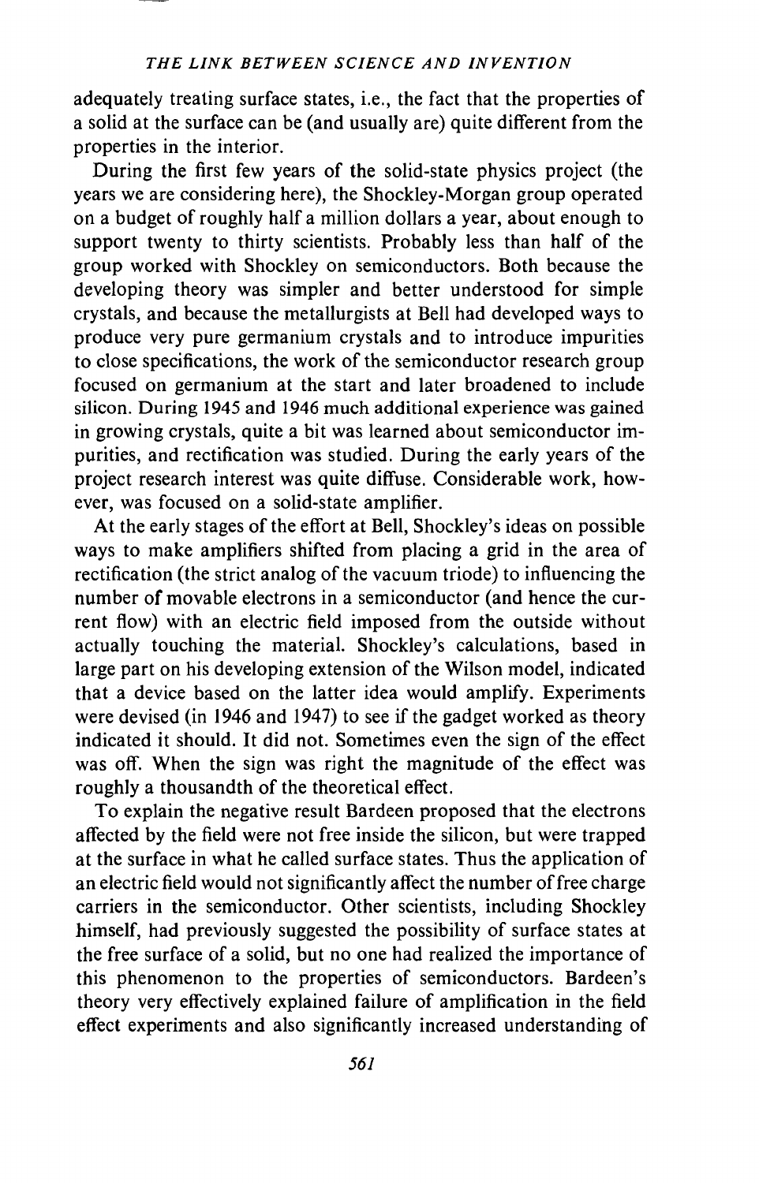adequately treating surface states, i.e., the fact that the properties of a solid at the surface can be (and usually are) quite different from the properties in the interior.

During the first few years of the solid-state physics project (the years we are considering here), the Shockley-Morgan group operated on a budget of roughly half a million dollars a year, about enough to support twenty to thirty scientists. Probably less than half of the group worked with Shockley on semiconductors. Both because the developing theory was simpler and better understood for simple crystals, and because the metallurgists at Bell had developed ways to produce very pure germanium crystals and to introduce impurities to close specifications, the work of the semiconductor research group focused on germanium at the start and later broadened to include silicon. During 1945 and 1946 much additional experience was gained in growing crystals, quite a bit was learned about semiconductor impurities, and rectification was studied. During the early years of the project research interest was quite diffuse. Considerable work, however, was focused on a solid-state amplifier.

At the early stages of the effort at Bell, Shockley's ideas on possible ways to make amplifiers shifted from placing a grid in the area of rectification (the strict analog of the vacuum triode) to influencing the number of movable electrons in a semiconductor (and hence the current flow) with an electric field imposed from the outside without actually touching the material. Shockley's calculations, based in large part on his developing extension of the Wilson model, indicated that a device based on the latter idea would amplify. Experiments were devised (in 1946 and 1947) to see if the gadget worked as theory indicated it should. It did not. Sometimes even the sign of the effect was off. When the sign was right the magnitude of the effect was roughly a thousandth of the theoretical effect.

To explain the negative result Bardeen proposed that the electrons affected by the field were not free inside the silicon, but were trapped at the surface in what he called surface states. Thus the application of an electric field would not significantly affect the number of free charge carriers in the semiconductor. Other scientists, including Shockley himself, had previously suggested the possibility of surface states at the free surface of a solid, but no one had realized the importance of this phenomenon to the properties of semiconductors. Bardeen's theory very effectively explained failure of amplification in the field effect experiments and also significantly increased understanding of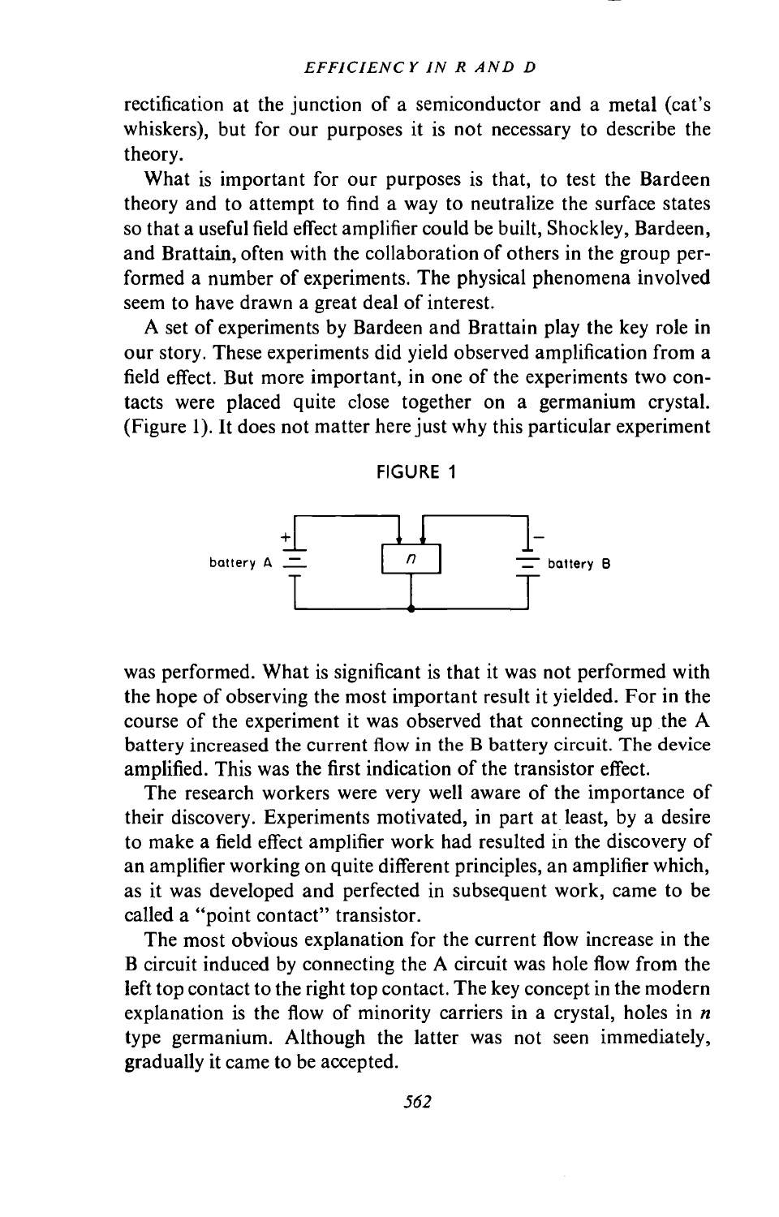rectification at the junction of a semiconductor and a metal (cat's whiskers), but for our purposes it is not necessary to describe the theory.

What is important for our purposes is that, to test the Bardeen theory and to attempt to find a way to neutralize the surface states so that a useful field effect amplifier could be built, Shockley, Bardeen, and Brattain, often with the collaboration of others in the group performed a number of experiments. The physical phenomena involved seem to have drawn a great deal of interest.

A set of experiments by Bardeen and Brattain play the key role in our story. These experiments did yield observed amplification from a field effect. But more important, in one of the experiments two contacts were placed quite close together on a germanium crystal. (Figure 1). It does not matter here just why this particular experiment

FIGURE 1

battery A

$n$

battery B

was performed. What is significant is that it was not performed with the hope of observing the most important result it yielded. For in the course of the experiment it was observed that connecting up the A battery increased the current flow in the B battery circuit. The device amplified. This was the first indication of the transistor effect.

The research workers were very well aware of the importance of their discovery. Experiments motivated, in part at least, by a desire to make a field effect amplifier work had resulted in the discovery of an amplifier working on quite different principles, an amplifier which, as it was developed and perfected in subsequent work, came to be called a "point contact" transistor.

The most obvious explanation for the current flow increase in the B circuit induced by connecting the A circuit was hole flow from the left top contact to the right top contact. The key concept in the modern explanation is the flow of minority carriers in a crystal, holes in *n* type germanium. Although the latter was not seen immediately, gradually it came to be accepted.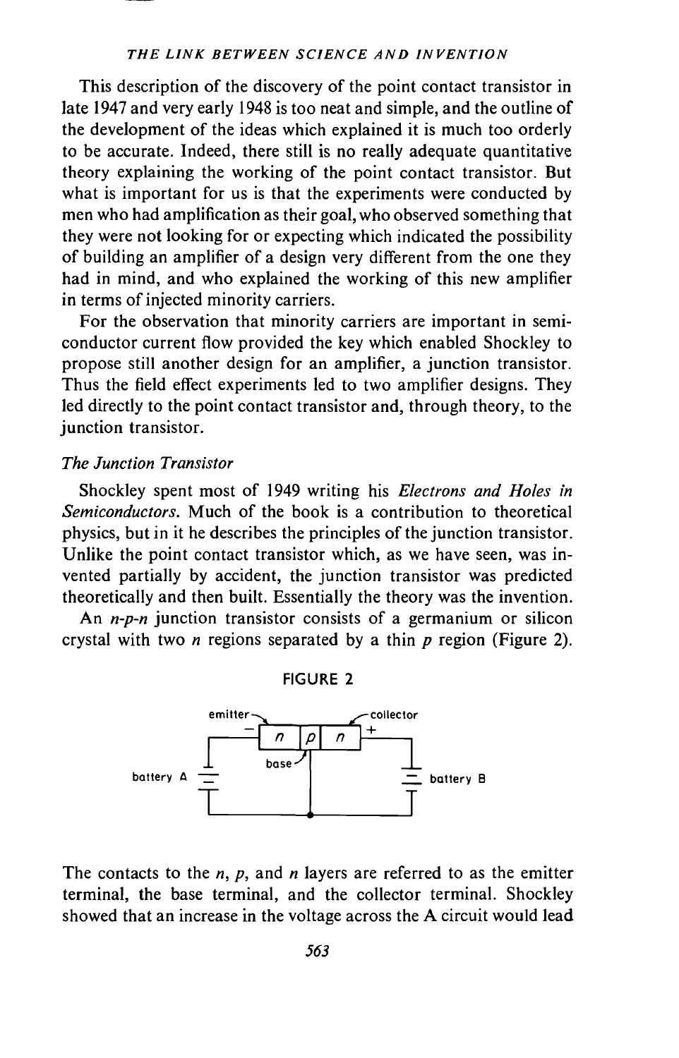This description of the discovery of the point contact transistor in late 1947 and very early 1948 is too neat and simple, and the outline of the development of the ideas which explained it is much too orderly to be accurate. Indeed, there still is no really adequate quantitative theory explaining the working of the point contact transistor. But what is important for us is that the experiments were conducted by men who had amplification as their goal, who observed something that they were not looking for or expecting which indicated the possibility of building an amplifier of a design very different from the one they had in mind, and who explained the working of this new amplifier in terms of injected minority carriers.

For the observation that minority carriers are important in semiconductor current flow provided the key which enabled Shockley to propose still another design for an amplifier, a junction transistor. Thus the field effect experiments led to two amplifier designs. They led directly to the point contact transistor and, through theory, to the junction transistor.

### *The Junction Transistor*

Shockley spent most of 1949 writing his *Electrons and Holes in Semiconductors*. Much of the book is a contribution to theoretical physics, but in it he describes the principles of the junction transistor. Unlike the point contact transistor which, as we have seen, was invented partially by accident, the junction transistor was predicted theoretically and then built. Essentially the theory was the invention.

An *n-p-n* junction transistor consists of a germanium or silicon crystal with two *n* regions separated by a thin *p* region (Figure 2).

FIGURE 2

emitter
collector
−
+
n
p
n
base
battery A
battery B

The contacts to the *n*, *p*, and *n* layers are referred to as the emitter terminal, the base terminal, and the collector terminal. Shockley showed that an increase in the voltage across the A circuit would lead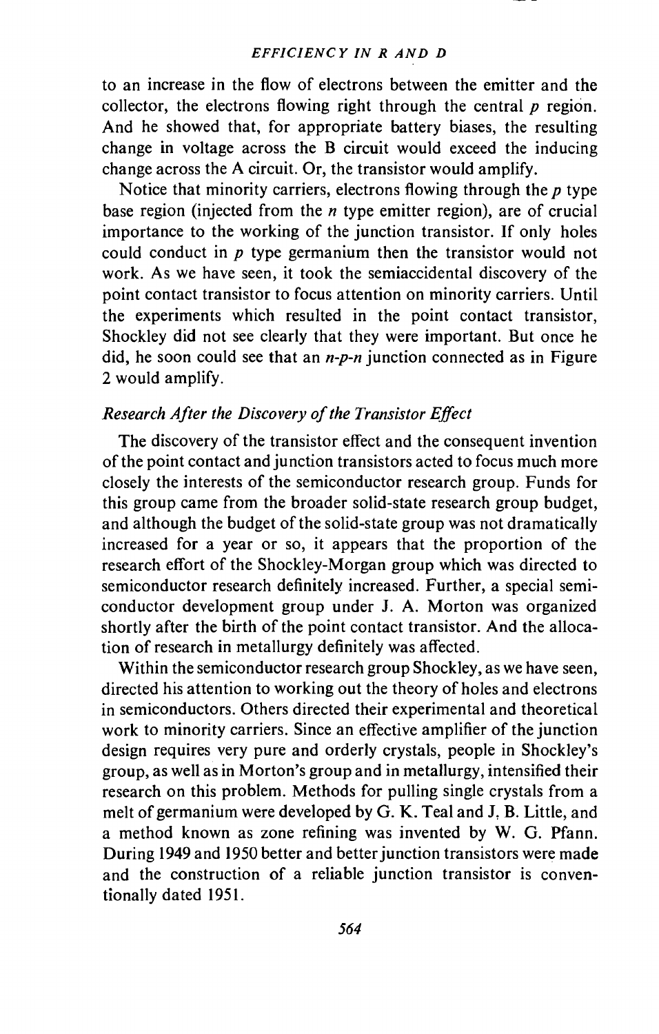to an increase in the flow of electrons between the emitter and the collector, the electrons flowing right through the central *p* region. And he showed that, for appropriate battery biases, the resulting change in voltage across the B circuit would exceed the inducing change across the A circuit. Or, the transistor would amplify.

Notice that minority carriers, electrons flowing through the *p* type base region (injected from the *n* type emitter region), are of crucial importance to the working of the junction transistor. If only holes could conduct in *p* type germanium then the transistor would not work. As we have seen, it took the semiaccidental discovery of the point contact transistor to focus attention on minority carriers. Until the experiments which resulted in the point contact transistor, Shockley did not see clearly that they were important. But once he did, he soon could see that an *n-p-n* junction connected as in Figure 2 would amplify.

### *Research After the Discovery of the Transistor Effect*

The discovery of the transistor effect and the consequent invention of the point contact and junction transistors acted to focus much more closely the interests of the semiconductor research group. Funds for this group came from the broader solid-state research group budget, and although the budget of the solid-state group was not dramatically increased for a year or so, it appears that the proportion of the research effort of the Shockley-Morgan group which was directed to semiconductor research definitely increased. Further, a special semiconductor development group under J. A. Morton was organized shortly after the birth of the point contact transistor. And the allocation of research in metallurgy definitely was affected.

Within the semiconductor research group Shockley, as we have seen, directed his attention to working out the theory of holes and electrons in semiconductors. Others directed their experimental and theoretical work to minority carriers. Since an effective amplifier of the junction design requires very pure and orderly crystals, people in Shockley's group, as well as in Morton's group and in metallurgy, intensified their research on this problem. Methods for pulling single crystals from a melt of germanium were developed by G. K. Teal and J. B. Little, and a method known as zone refining was invented by W. G. Pfann. During 1949 and 1950 better and better junction transistors were made and the construction of a reliable junction transistor is conventionally dated 1951.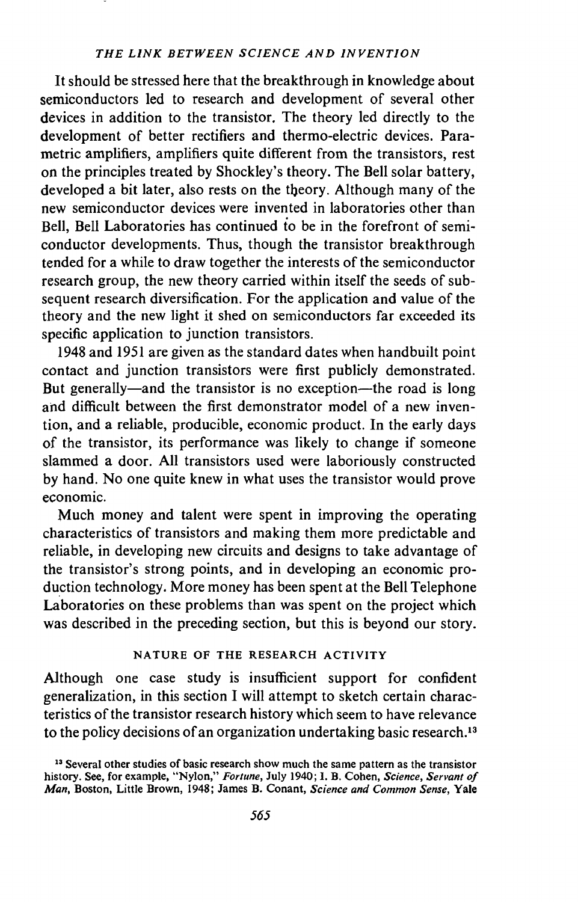It should be stressed here that the breakthrough in knowledge about semiconductors led to research and development of several other devices in addition to the transistor. The theory led directly to the development of better rectifiers and thermo-electric devices. Parametric amplifiers, amplifiers quite different from the transistors, rest on the principles treated by Shockley's theory. The Bell solar battery, developed a bit later, also rests on the theory. Although many of the new semiconductor devices were invented in laboratories other than Bell, Bell Laboratories has continued to be in the forefront of semiconductor developments. Thus, though the transistor breakthrough tended for a while to draw together the interests of the semiconductor research group, the new theory carried within itself the seeds of subsequent research diversification. For the application and value of the theory and the new light it shed on semiconductors far exceeded its specific application to junction transistors.

1948 and 1951 are given as the standard dates when handbuilt point contact and junction transistors were first publicly demonstrated. But generally—and the transistor is no exception—the road is long and difficult between the first demonstrator model of a new invention, and a reliable, producible, economic product. In the early days of the transistor, its performance was likely to change if someone slammed a door. All transistors used were laboriously constructed by hand. No one quite knew in what uses the transistor would prove economic.

Much money and talent were spent in improving the operating characteristics of transistors and making them more predictable and reliable, in developing new circuits and designs to take advantage of the transistor's strong points, and in developing an economic production technology. More money has been spent at the Bell Telephone Laboratories on these problems than was spent on the project which was described in the preceding section, but this is beyond our story.

## NATURE OF THE RESEARCH ACTIVITY

Although one case study is insufficient support for confident generalization, in this section I will attempt to sketch certain characteristics of the transistor research history which seem to have relevance to the policy decisions of an organization undertaking basic research.[13]

[13] Several other studies of basic research show much the same pattern as the transistor history. See, for example, "Nylon," *Fortune*, July 1940; I. B. Cohen, *Science, Servant of Man*, Boston, Little Brown, 1948; James B. Conant, *Science and Common Sense*, Yale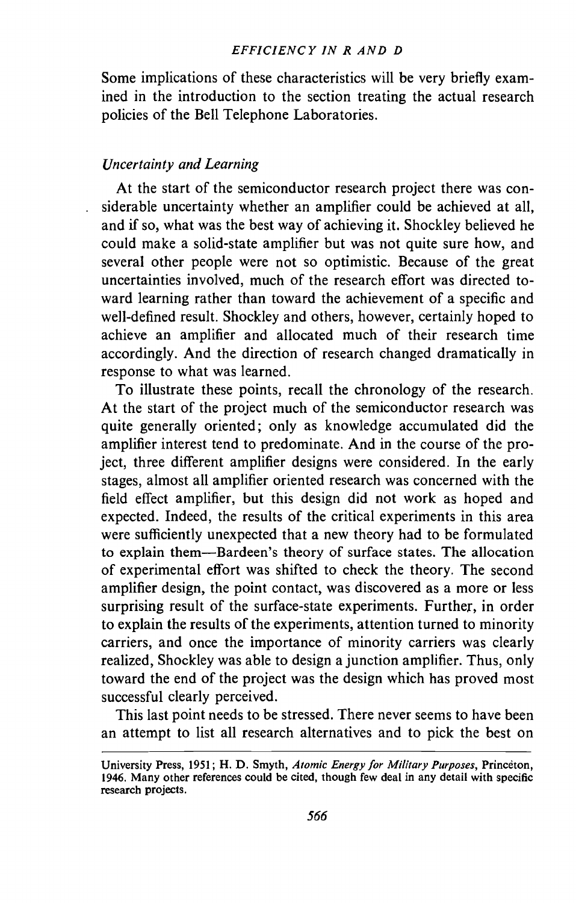Some implications of these characteristics will be very briefly examined in the introduction to the section treating the actual research policies of the Bell Telephone Laboratories.

### *Uncertainty and Learning*

At the start of the semiconductor research project there was considerable uncertainty whether an amplifier could be achieved at all, and if so, what was the best way of achieving it. Shockley believed he could make a solid-state amplifier but was not quite sure how, and several other people were not so optimistic. Because of the great uncertainties involved, much of the research effort was directed toward learning rather than toward the achievement of a specific and well-defined result. Shockley and others, however, certainly hoped to achieve an amplifier and allocated much of their research time accordingly. And the direction of research changed dramatically in response to what was learned.

To illustrate these points, recall the chronology of the research. At the start of the project much of the semiconductor research was quite generally oriented; only as knowledge accumulated did the amplifier interest tend to predominate. And in the course of the project, three different amplifier designs were considered. In the early stages, almost all amplifier oriented research was concerned with the field effect amplifier, but this design did not work as hoped and expected. Indeed, the results of the critical experiments in this area were sufficiently unexpected that a new theory had to be formulated to explain them—Bardeen's theory of surface states. The allocation of experimental effort was shifted to check the theory. The second amplifier design, the point contact, was discovered as a more or less surprising result of the surface-state experiments. Further, in order to explain the results of the experiments, attention turned to minority carriers, and once the importance of minority carriers was clearly realized, Shockley was able to design a junction amplifier. Thus, only toward the end of the project was the design which has proved most successful clearly perceived.

This last point needs to be stressed. There never seems to have been an attempt to list all research alternatives and to pick the best on

---

University Press, 1951; H. D. Smyth, *Atomic Energy for Military Purposes*, Princeton, 1946. Many other references could be cited, though few deal in any detail with specific research projects.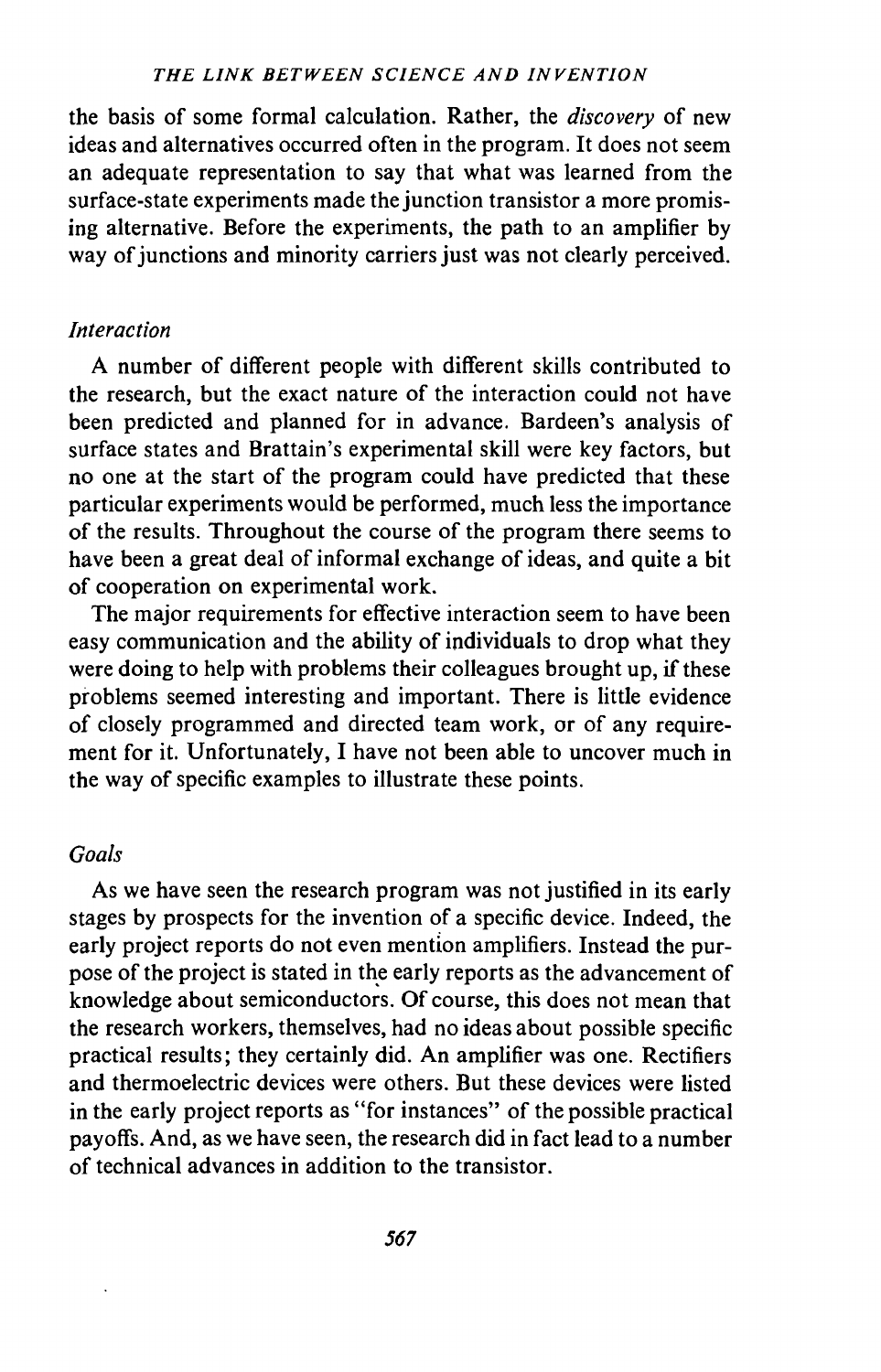the basis of some formal calculation. Rather, the *discovery* of new ideas and alternatives occurred often in the program. It does not seem an adequate representation to say that what was learned from the surface-state experiments made the junction transistor a more promising alternative. Before the experiments, the path to an amplifier by way of junctions and minority carriers just was not clearly perceived.

### *Interaction*

A number of different people with different skills contributed to the research, but the exact nature of the interaction could not have been predicted and planned for in advance. Bardeen's analysis of surface states and Brattain's experimental skill were key factors, but no one at the start of the program could have predicted that these particular experiments would be performed, much less the importance of the results. Throughout the course of the program there seems to have been a great deal of informal exchange of ideas, and quite a bit of cooperation on experimental work.

The major requirements for effective interaction seem to have been easy communication and the ability of individuals to drop what they were doing to help with problems their colleagues brought up, if these problems seemed interesting and important. There is little evidence of closely programmed and directed team work, or of any requirement for it. Unfortunately, I have not been able to uncover much in the way of specific examples to illustrate these points.

### *Goals*

As we have seen the research program was not justified in its early stages by prospects for the invention of a specific device. Indeed, the early project reports do not even mention amplifiers. Instead the purpose of the project is stated in the early reports as the advancement of knowledge about semiconductors. Of course, this does not mean that the research workers, themselves, had no ideas about possible specific practical results; they certainly did. An amplifier was one. Rectifiers and thermoelectric devices were others. But these devices were listed in the early project reports as "for instances" of the possible practical payoffs. And, as we have seen, the research did in fact lead to a number of technical advances in addition to the transistor.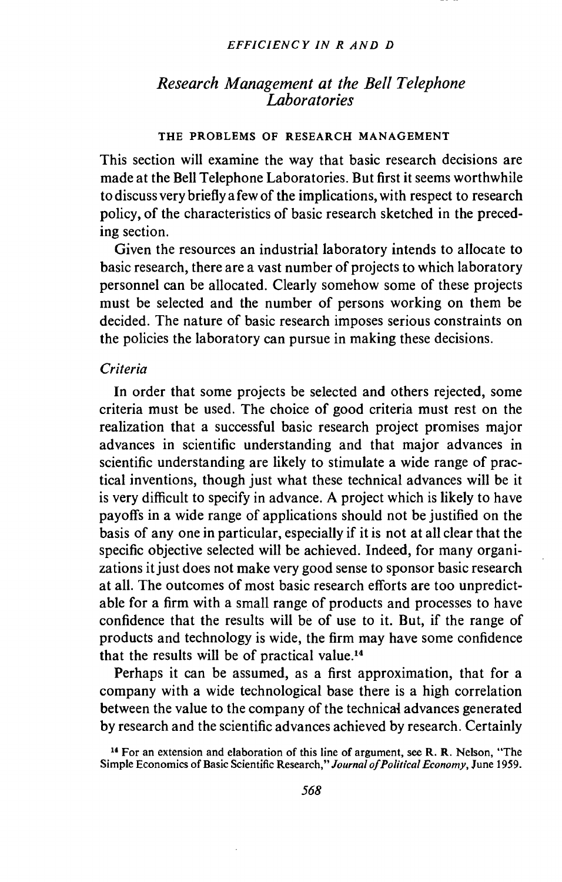## Research Management at the Bell Telephone Laboratories

### THE PROBLEMS OF RESEARCH MANAGEMENT

This section will examine the way that basic research decisions are made at the Bell Telephone Laboratories. But first it seems worthwhile to discuss very briefly a few of the implications, with respect to research policy, of the characteristics of basic research sketched in the preceding section.

Given the resources an industrial laboratory intends to allocate to basic research, there are a vast number of projects to which laboratory personnel can be allocated. Clearly somehow some of these projects must be selected and the number of persons working on them be decided. The nature of basic research imposes serious constraints on the policies the laboratory can pursue in making these decisions.

#### *Criteria*

In order that some projects be selected and others rejected, some criteria must be used. The choice of good criteria must rest on the realization that a successful basic research project promises major advances in scientific understanding and that major advances in scientific understanding are likely to stimulate a wide range of practical inventions, though just what these technical advances will be it is very difficult to specify in advance. A project which is likely to have payoffs in a wide range of applications should not be justified on the basis of any one in particular, especially if it is not at all clear that the specific objective selected will be achieved. Indeed, for many organizations it just does not make very good sense to sponsor basic research at all. The outcomes of most basic research efforts are too unpredictable for a firm with a small range of products and processes to have confidence that the results will be of use to it. But, if the range of products and technology is wide, the firm may have some confidence that the results will be of practical value.[14]

Perhaps it can be assumed, as a first approximation, that for a company with a wide technological base there is a high correlation between the value to the company of the technical advances generated by research and the scientific advances achieved by research. Certainly

[14] For an extension and elaboration of this line of argument, see R. R. Nelson, "The Simple Economics of Basic Scientific Research," *Journal of Political Economy*, June 1959.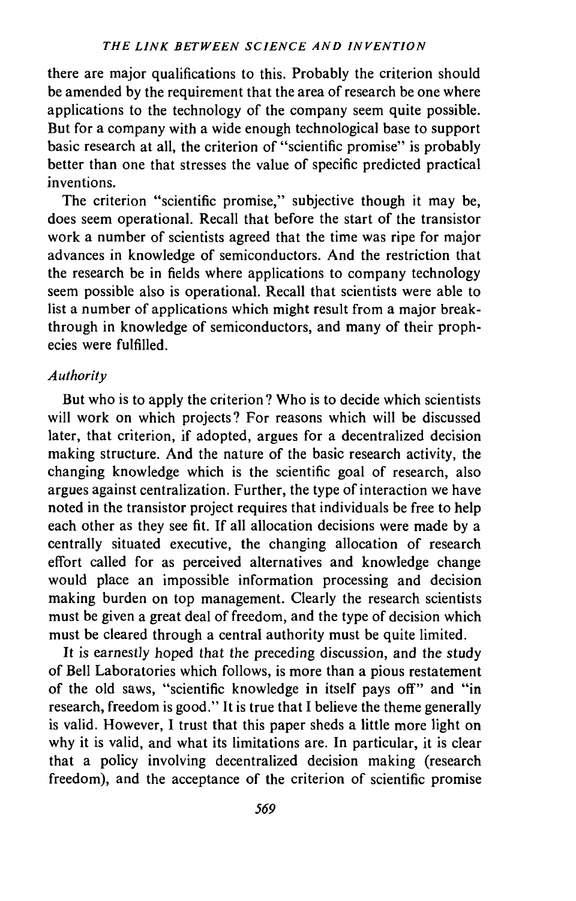there are major qualifications to this. Probably the criterion should be amended by the requirement that the area of research be one where applications to the technology of the company seem quite possible. But for a company with a wide enough technological base to support basic research at all, the criterion of "scientific promise" is probably better than one that stresses the value of specific predicted practical inventions.

The criterion "scientific promise," subjective though it may be, does seem operational. Recall that before the start of the transistor work a number of scientists agreed that the time was ripe for major advances in knowledge of semiconductors. And the restriction that the research be in fields where applications to company technology seem possible also is operational. Recall that scientists were able to list a number of applications which might result from a major breakthrough in knowledge of semiconductors, and many of their prophecies were fulfilled.

*Authority*

But who is to apply the criterion? Who is to decide which scientists will work on which projects? For reasons which will be discussed later, that criterion, if adopted, argues for a decentralized decision making structure. And the nature of the basic research activity, the changing knowledge which is the scientific goal of research, also argues against centralization. Further, the type of interaction we have noted in the transistor project requires that individuals be free to help each other as they see fit. If all allocation decisions were made by a centrally situated executive, the changing allocation of research effort called for as perceived alternatives and knowledge change would place an impossible information processing and decision making burden on top management. Clearly the research scientists must be given a great deal of freedom, and the type of decision which must be cleared through a central authority must be quite limited.

It is earnestly hoped that the preceding discussion, and the study of Bell Laboratories which follows, is more than a pious restatement of the old saws, "scientific knowledge in itself pays off" and "in research, freedom is good." It is true that I believe the theme generally is valid. However, I trust that this paper sheds a little more light on why it is valid, and what its limitations are. In particular, it is clear that a policy involving decentralized decision making (research freedom), and the acceptance of the criterion of scientific promise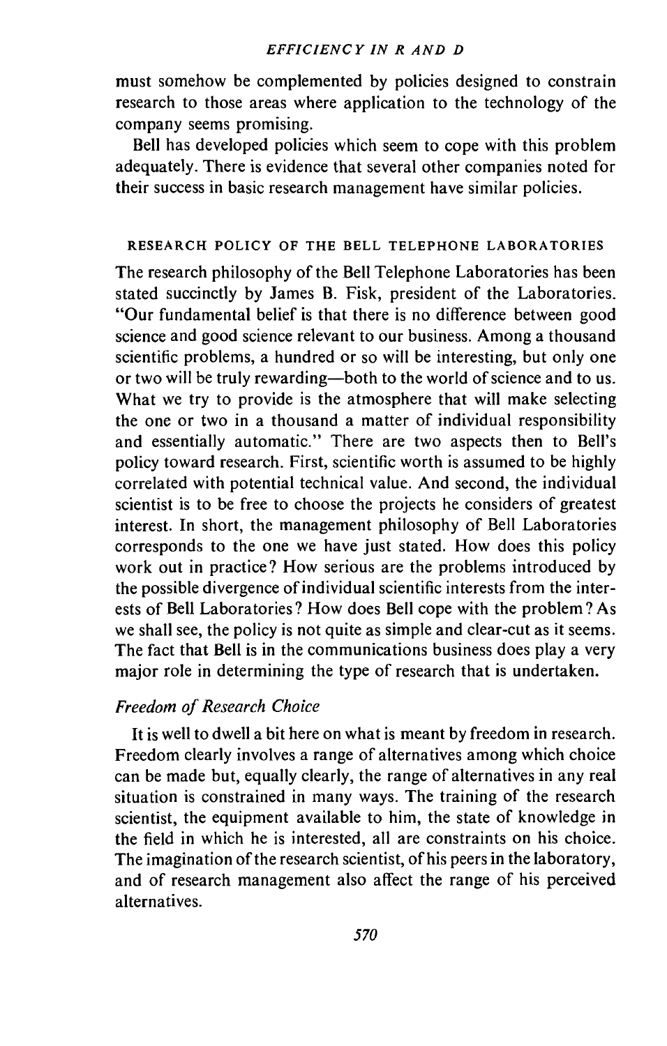must somehow be complemented by policies designed to constrain research to those areas where application to the technology of the company seems promising.

Bell has developed policies which seem to cope with this problem adequately. There is evidence that several other companies noted for their success in basic research management have similar policies.

## RESEARCH POLICY OF THE BELL TELEPHONE LABORATORIES

The research philosophy of the Bell Telephone Laboratories has been stated succinctly by James B. Fisk, president of the Laboratories. "Our fundamental belief is that there is no difference between good science and good science relevant to our business. Among a thousand scientific problems, a hundred or so will be interesting, but only one or two will be truly rewarding—both to the world of science and to us. What we try to provide is the atmosphere that will make selecting the one or two in a thousand a matter of individual responsibility and essentially automatic." There are two aspects then to Bell's policy toward research. First, scientific worth is assumed to be highly correlated with potential technical value. And second, the individual scientist is to be free to choose the projects he considers of greatest interest. In short, the management philosophy of Bell Laboratories corresponds to the one we have just stated. How does this policy work out in practice? How serious are the problems introduced by the possible divergence of individual scientific interests from the interests of Bell Laboratories? How does Bell cope with the problem? As we shall see, the policy is not quite as simple and clear-cut as it seems. The fact that Bell is in the communications business does play a very major role in determining the type of research that is undertaken.

### *Freedom of Research Choice*

It is well to dwell a bit here on what is meant by freedom in research. Freedom clearly involves a range of alternatives among which choice can be made but, equally clearly, the range of alternatives in any real situation is constrained in many ways. The training of the research scientist, the equipment available to him, the state of knowledge in the field in which he is interested, all are constraints on his choice. The imagination of the research scientist, of his peers in the laboratory, and of research management also affect the range of his perceived alternatives.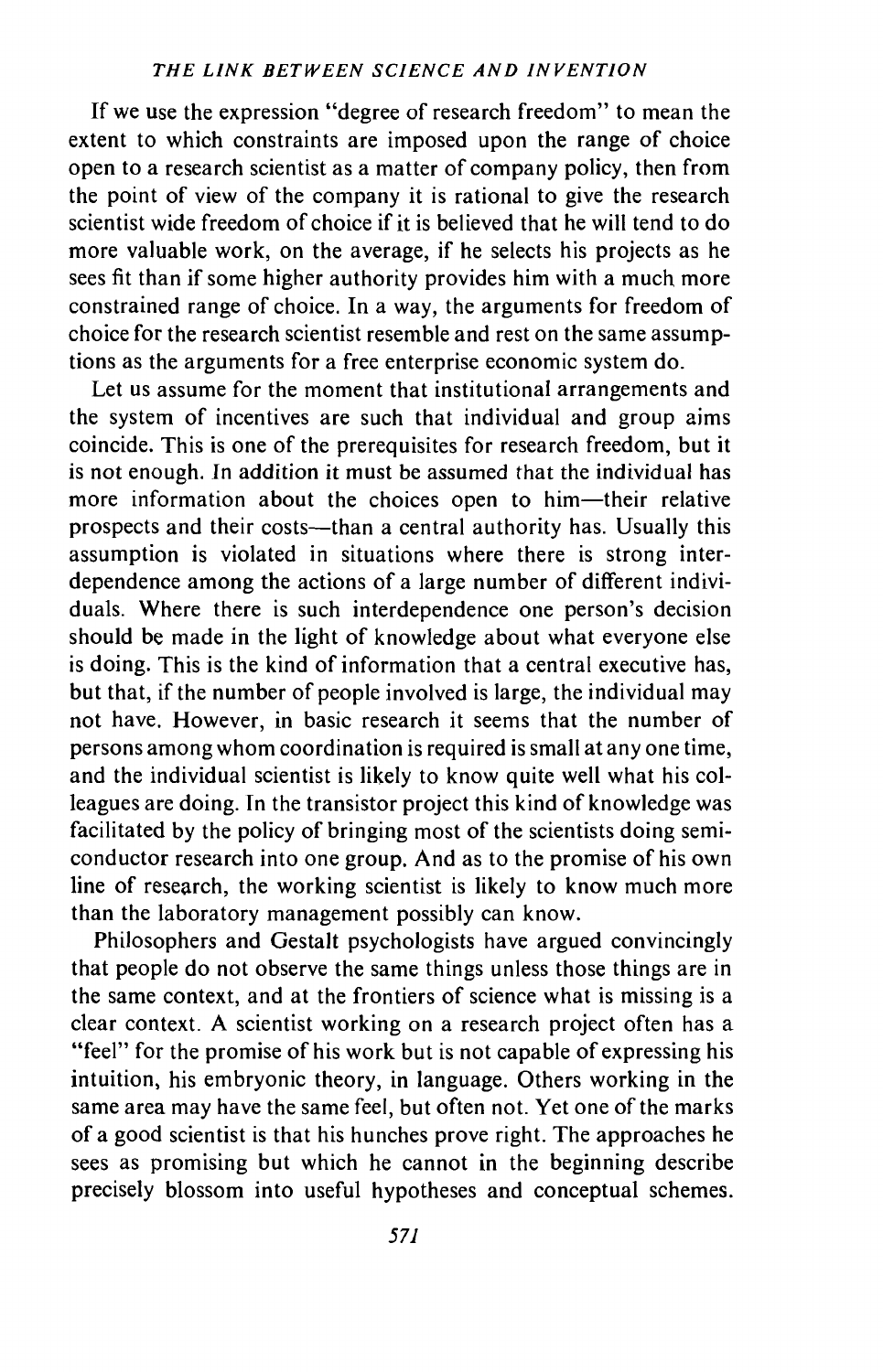If we use the expression "degree of research freedom" to mean the extent to which constraints are imposed upon the range of choice open to a research scientist as a matter of company policy, then from the point of view of the company it is rational to give the research scientist wide freedom of choice if it is believed that he will tend to do more valuable work, on the average, if he selects his projects as he sees fit than if some higher authority provides him with a much more constrained range of choice. In a way, the arguments for freedom of choice for the research scientist resemble and rest on the same assumptions as the arguments for a free enterprise economic system do.

Let us assume for the moment that institutional arrangements and the system of incentives are such that individual and group aims coincide. This is one of the prerequisites for research freedom, but it is not enough. In addition it must be assumed that the individual has more information about the choices open to him—their relative prospects and their costs—than a central authority has. Usually this assumption is violated in situations where there is strong interdependence among the actions of a large number of different individuals. Where there is such interdependence one person's decision should be made in the light of knowledge about what everyone else is doing. This is the kind of information that a central executive has, but that, if the number of people involved is large, the individual may not have. However, in basic research it seems that the number of persons among whom coordination is required is small at any one time, and the individual scientist is likely to know quite well what his colleagues are doing. In the transistor project this kind of knowledge was facilitated by the policy of bringing most of the scientists doing semiconductor research into one group. And as to the promise of his own line of research, the working scientist is likely to know much more than the laboratory management possibly can know.

Philosophers and Gestalt psychologists have argued convincingly that people do not observe the same things unless those things are in the same context, and at the frontiers of science what is missing is a clear context. A scientist working on a research project often has a "feel" for the promise of his work but is not capable of expressing his intuition, his embryonic theory, in language. Others working in the same area may have the same feel, but often not. Yet one of the marks of a good scientist is that his hunches prove right. The approaches he sees as promising but which he cannot in the beginning describe precisely blossom into useful hypotheses and conceptual schemes.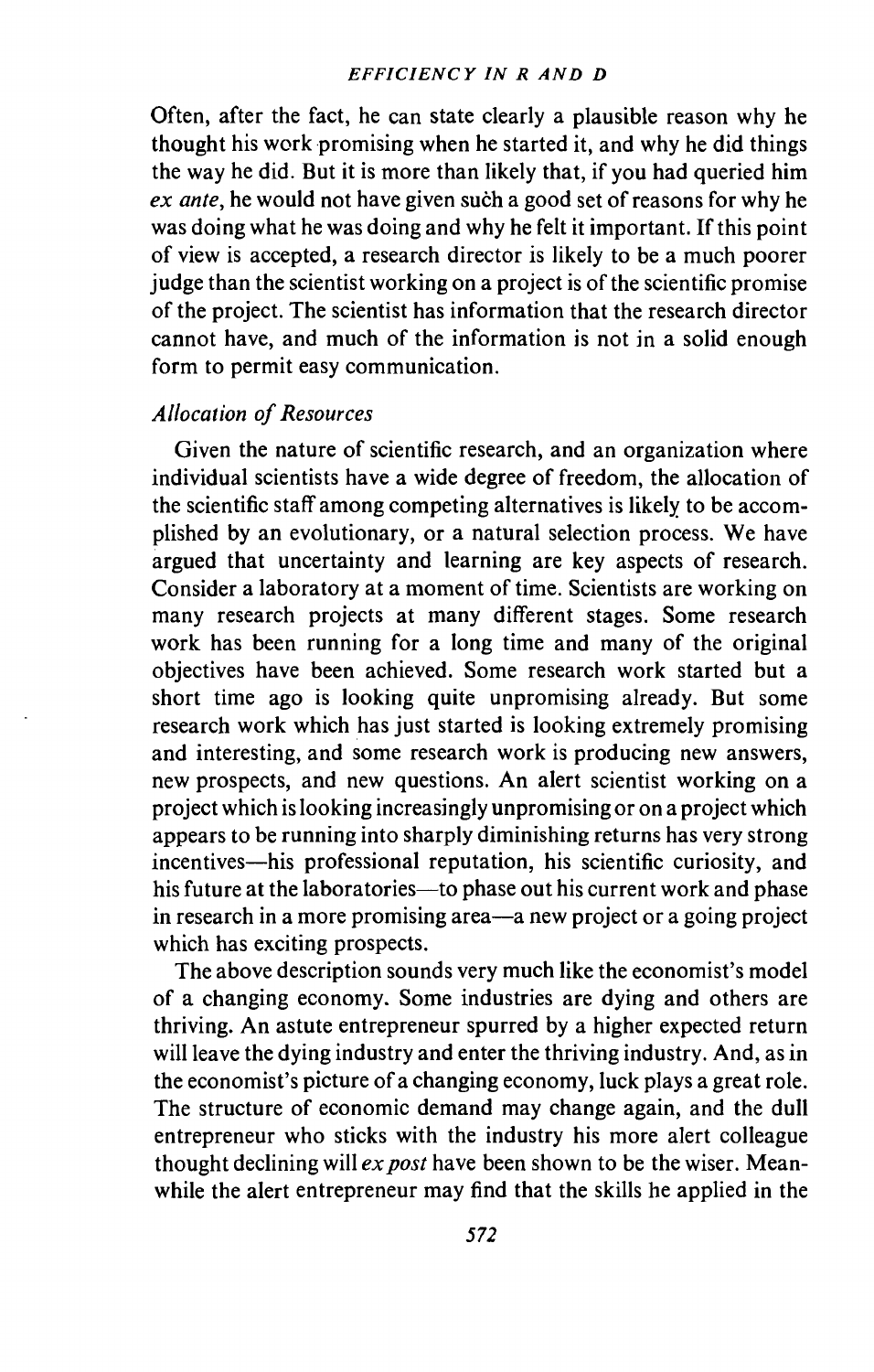Often, after the fact, he can state clearly a plausible reason why he thought his work promising when he started it, and why he did things the way he did. But it is more than likely that, if you had queried him *ex ante*, he would not have given such a good set of reasons for why he was doing what he was doing and why he felt it important. If this point of view is accepted, a research director is likely to be a much poorer judge than the scientist working on a project is of the scientific promise of the project. The scientist has information that the research director cannot have, and much of the information is not in a solid enough form to permit easy communication.

### *Allocation of Resources*

Given the nature of scientific research, and an organization where individual scientists have a wide degree of freedom, the allocation of the scientific staff among competing alternatives is likely to be accomplished by an evolutionary, or a natural selection process. We have argued that uncertainty and learning are key aspects of research. Consider a laboratory at a moment of time. Scientists are working on many research projects at many different stages. Some research work has been running for a long time and many of the original objectives have been achieved. Some research work started but a short time ago is looking quite unpromising already. But some research work which has just started is looking extremely promising and interesting, and some research work is producing new answers, new prospects, and new questions. An alert scientist working on a project which is looking increasingly unpromising or on a project which appears to be running into sharply diminishing returns has very strong incentives—his professional reputation, his scientific curiosity, and his future at the laboratories—to phase out his current work and phase in research in a more promising area—a new project or a going project which has exciting prospects.

The above description sounds very much like the economist's model of a changing economy. Some industries are dying and others are thriving. An astute entrepreneur spurred by a higher expected return will leave the dying industry and enter the thriving industry. And, as in the economist's picture of a changing economy, luck plays a great role. The structure of economic demand may change again, and the dull entrepreneur who sticks with the industry his more alert colleague thought declining will *ex post* have been shown to be the wiser. Meanwhile the alert entrepreneur may find that the skills he applied in the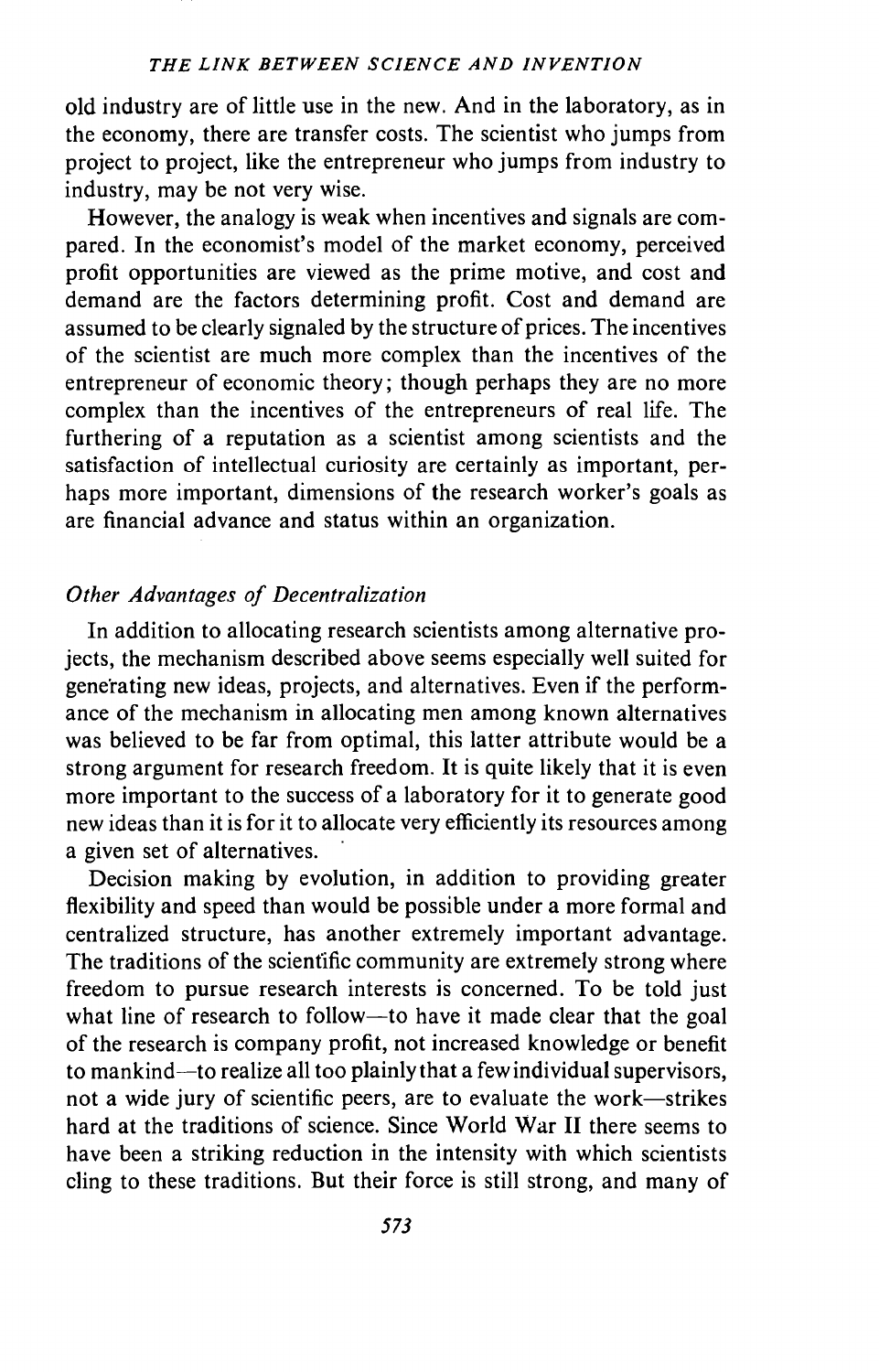old industry are of little use in the new. And in the laboratory, as in the economy, there are transfer costs. The scientist who jumps from project to project, like the entrepreneur who jumps from industry to industry, may be not very wise.

However, the analogy is weak when incentives and signals are compared. In the economist's model of the market economy, perceived profit opportunities are viewed as the prime motive, and cost and demand are the factors determining profit. Cost and demand are assumed to be clearly signaled by the structure of prices. The incentives of the scientist are much more complex than the incentives of the entrepreneur of economic theory; though perhaps they are no more complex than the incentives of the entrepreneurs of real life. The furthering of a reputation as a scientist among scientists and the satisfaction of intellectual curiosity are certainly as important, perhaps more important, dimensions of the research worker's goals as are financial advance and status within an organization.

### *Other Advantages of Decentralization*

In addition to allocating research scientists among alternative projects, the mechanism described above seems especially well suited for generating new ideas, projects, and alternatives. Even if the performance of the mechanism in allocating men among known alternatives was believed to be far from optimal, this latter attribute would be a strong argument for research freedom. It is quite likely that it is even more important to the success of a laboratory for it to generate good new ideas than it is for it to allocate very efficiently its resources among a given set of alternatives.

Decision making by evolution, in addition to providing greater flexibility and speed than would be possible under a more formal and centralized structure, has another extremely important advantage. The traditions of the scientific community are extremely strong where freedom to pursue research interests is concerned. To be told just what line of research to follow—to have it made clear that the goal of the research is company profit, not increased knowledge or benefit to mankind—to realize all too plainly that a few individual supervisors, not a wide jury of scientific peers, are to evaluate the work—strikes hard at the traditions of science. Since World War II there seems to have been a striking reduction in the intensity with which scientists cling to these traditions. But their force is still strong, and many of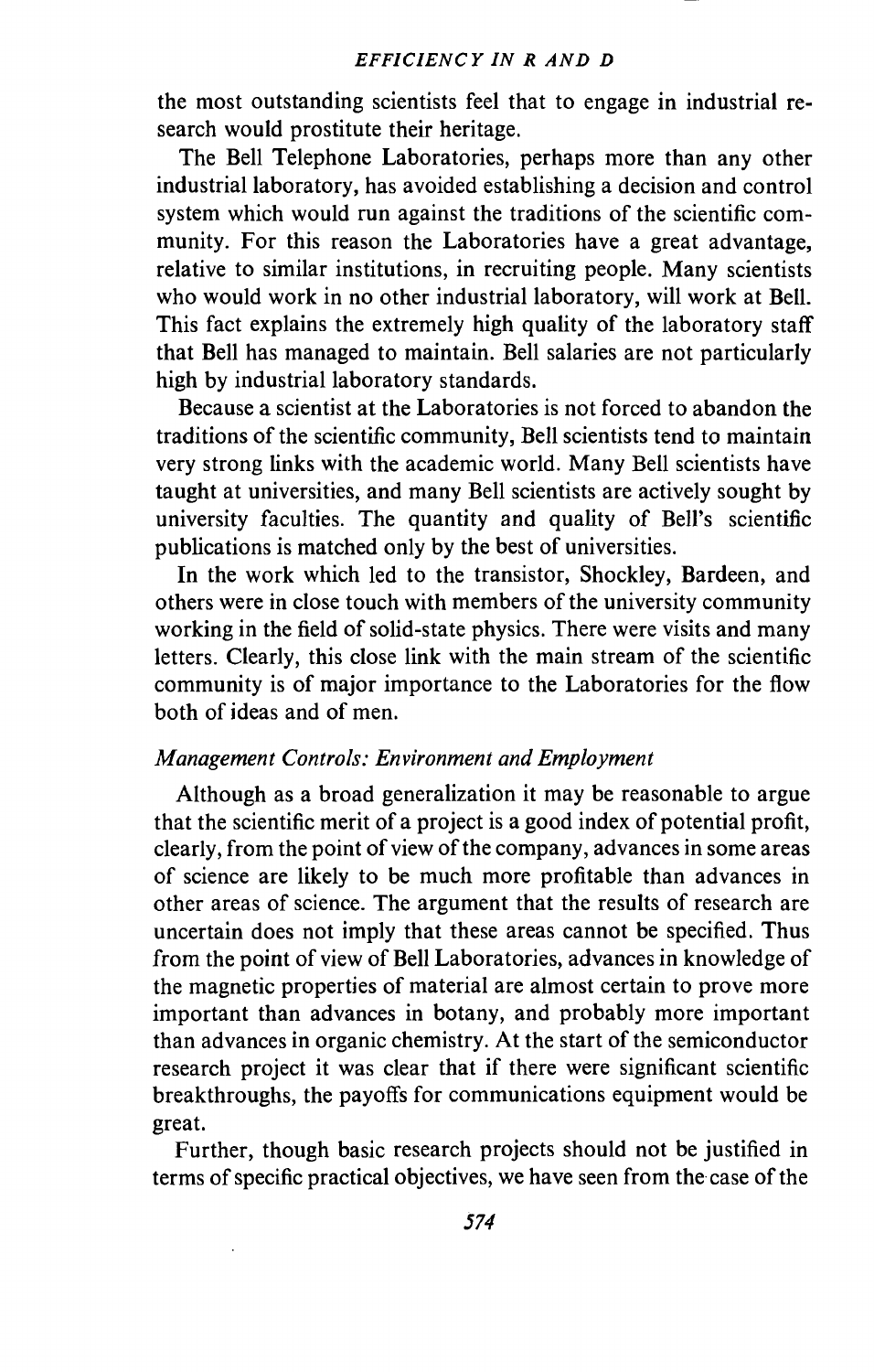the most outstanding scientists feel that to engage in industrial research would prostitute their heritage.

The Bell Telephone Laboratories, perhaps more than any other industrial laboratory, has avoided establishing a decision and control system which would run against the traditions of the scientific community. For this reason the Laboratories have a great advantage, relative to similar institutions, in recruiting people. Many scientists who would work in no other industrial laboratory, will work at Bell. This fact explains the extremely high quality of the laboratory staff that Bell has managed to maintain. Bell salaries are not particularly high by industrial laboratory standards.

Because a scientist at the Laboratories is not forced to abandon the traditions of the scientific community, Bell scientists tend to maintain very strong links with the academic world. Many Bell scientists have taught at universities, and many Bell scientists are actively sought by university faculties. The quantity and quality of Bell's scientific publications is matched only by the best of universities.

In the work which led to the transistor, Shockley, Bardeen, and others were in close touch with members of the university community working in the field of solid-state physics. There were visits and many letters. Clearly, this close link with the main stream of the scientific community is of major importance to the Laboratories for the flow both of ideas and of men.

### *Management Controls: Environment and Employment*

Although as a broad generalization it may be reasonable to argue that the scientific merit of a project is a good index of potential profit, clearly, from the point of view of the company, advances in some areas of science are likely to be much more profitable than advances in other areas of science. The argument that the results of research are uncertain does not imply that these areas cannot be specified. Thus from the point of view of Bell Laboratories, advances in knowledge of the magnetic properties of material are almost certain to prove more important than advances in botany, and probably more important than advances in organic chemistry. At the start of the semiconductor research project it was clear that if there were significant scientific breakthroughs, the payoffs for communications equipment would be great.

Further, though basic research projects should not be justified in terms of specific practical objectives, we have seen from the case of the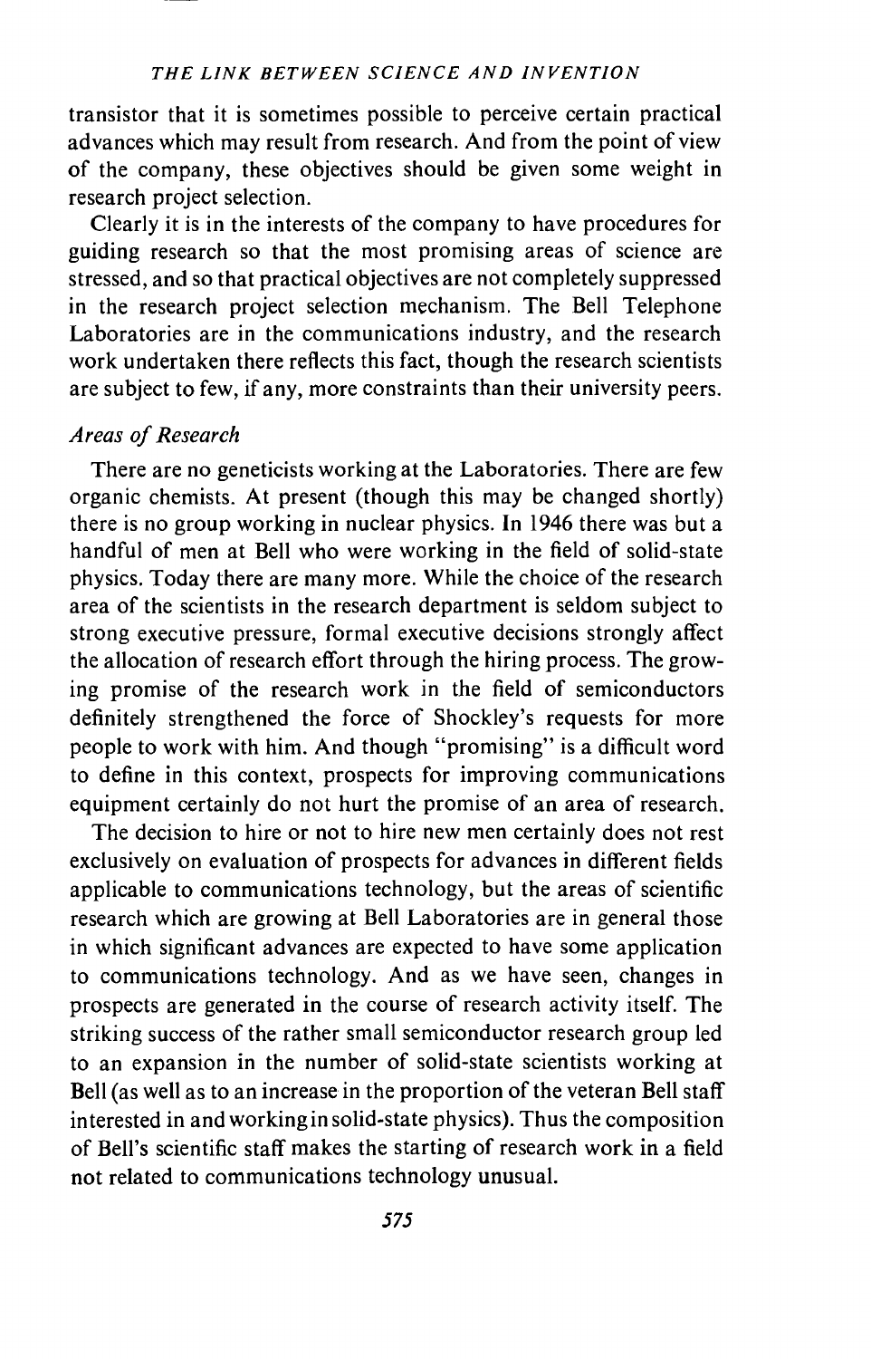transistor that it is sometimes possible to perceive certain practical advances which may result from research. And from the point of view of the company, these objectives should be given some weight in research project selection.

Clearly it is in the interests of the company to have procedures for guiding research so that the most promising areas of science are stressed, and so that practical objectives are not completely suppressed in the research project selection mechanism. The Bell Telephone Laboratories are in the communications industry, and the research work undertaken there reflects this fact, though the research scientists are subject to few, if any, more constraints than their university peers.

### *Areas of Research*

There are no geneticists working at the Laboratories. There are few organic chemists. At present (though this may be changed shortly) there is no group working in nuclear physics. In 1946 there was but a handful of men at Bell who were working in the field of solid-state physics. Today there are many more. While the choice of the research area of the scientists in the research department is seldom subject to strong executive pressure, formal executive decisions strongly affect the allocation of research effort through the hiring process. The growing promise of the research work in the field of semiconductors definitely strengthened the force of Shockley's requests for more people to work with him. And though "promising" is a difficult word to define in this context, prospects for improving communications equipment certainly do not hurt the promise of an area of research.

The decision to hire or not to hire new men certainly does not rest exclusively on evaluation of prospects for advances in different fields applicable to communications technology, but the areas of scientific research which are growing at Bell Laboratories are in general those in which significant advances are expected to have some application to communications technology. And as we have seen, changes in prospects are generated in the course of research activity itself. The striking success of the rather small semiconductor research group led to an expansion in the number of solid-state scientists working at Bell (as well as to an increase in the proportion of the veteran Bell staff interested in and working in solid-state physics). Thus the composition of Bell's scientific staff makes the starting of research work in a field not related to communications technology unusual.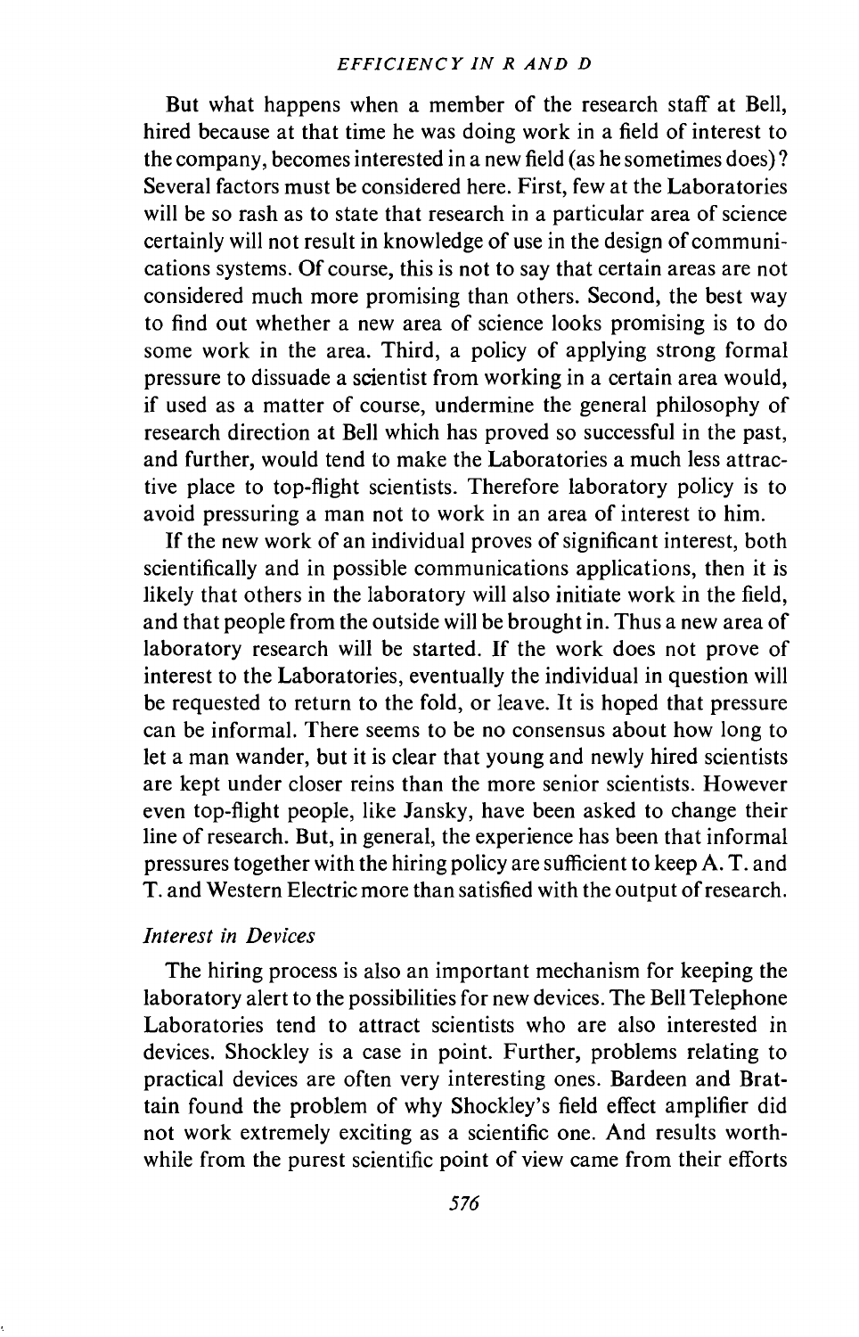But what happens when a member of the research staff at Bell, hired because at that time he was doing work in a field of interest to the company, becomes interested in a new field (as he sometimes does)? Several factors must be considered here. First, few at the Laboratories will be so rash as to state that research in a particular area of science certainly will not result in knowledge of use in the design of communications systems. Of course, this is not to say that certain areas are not considered much more promising than others. Second, the best way to find out whether a new area of science looks promising is to do some work in the area. Third, a policy of applying strong formal pressure to dissuade a scientist from working in a certain area would, if used as a matter of course, undermine the general philosophy of research direction at Bell which has proved so successful in the past, and further, would tend to make the Laboratories a much less attractive place to top-flight scientists. Therefore laboratory policy is to avoid pressuring a man not to work in an area of interest to him.

If the new work of an individual proves of significant interest, both scientifically and in possible communications applications, then it is likely that others in the laboratory will also initiate work in the field, and that people from the outside will be brought in. Thus a new area of laboratory research will be started. If the work does not prove of interest to the Laboratories, eventually the individual in question will be requested to return to the fold, or leave. It is hoped that pressure can be informal. There seems to be no consensus about how long to let a man wander, but it is clear that young and newly hired scientists are kept under closer reins than the more senior scientists. However even top-flight people, like Jansky, have been asked to change their line of research. But, in general, the experience has been that informal pressures together with the hiring policy are sufficient to keep A. T. and T. and Western Electric more than satisfied with the output of research.

### *Interest in Devices*

The hiring process is also an important mechanism for keeping the laboratory alert to the possibilities for new devices. The Bell Telephone Laboratories tend to attract scientists who are also interested in devices. Shockley is a case in point. Further, problems relating to practical devices are often very interesting ones. Bardeen and Brattain found the problem of why Shockley's field effect amplifier did not work extremely exciting as a scientific one. And results worthwhile from the purest scientific point of view came from their efforts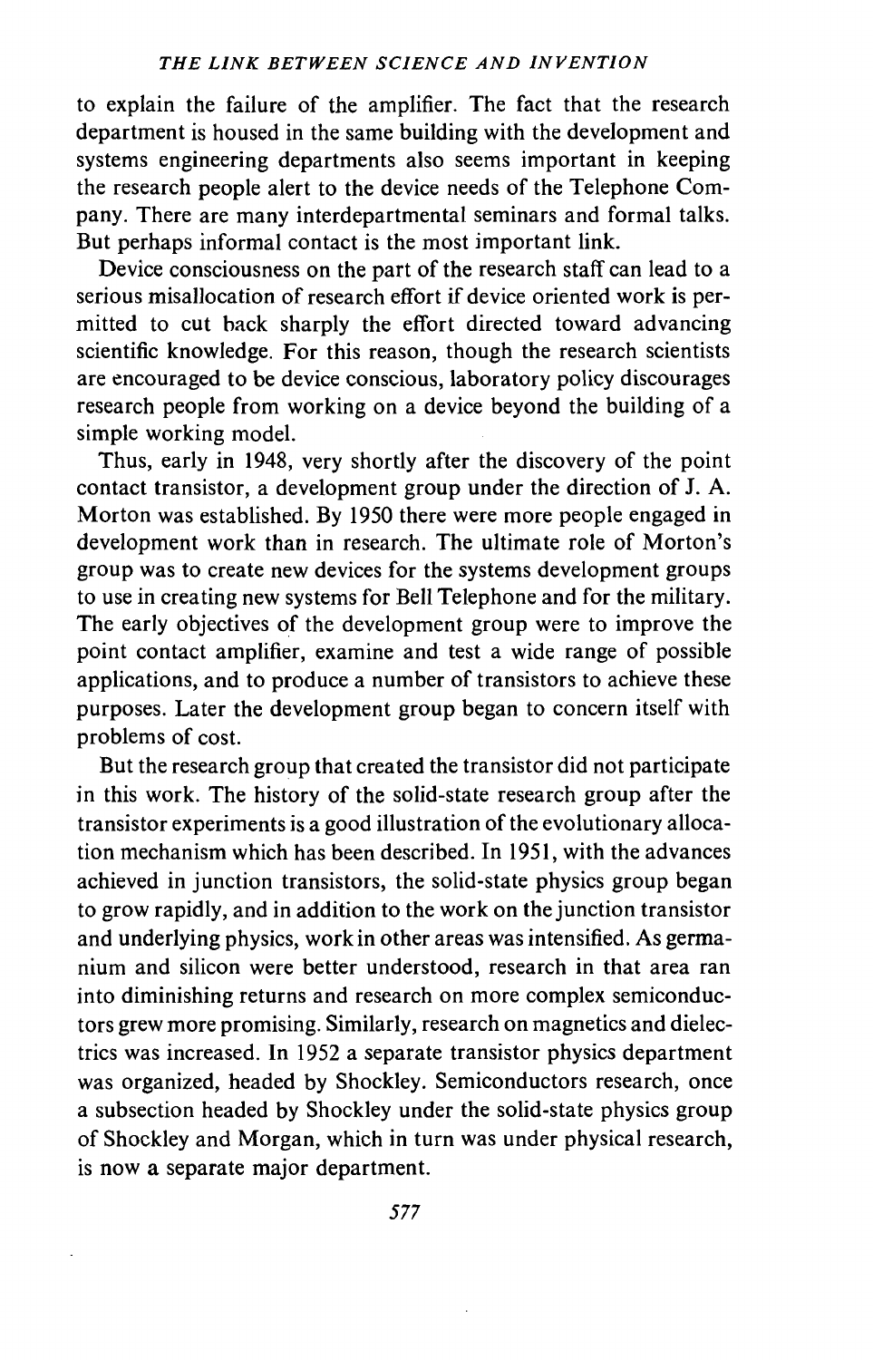to explain the failure of the amplifier. The fact that the research department is housed in the same building with the development and systems engineering departments also seems important in keeping the research people alert to the device needs of the Telephone Company. There are many interdepartmental seminars and formal talks. But perhaps informal contact is the most important link.

Device consciousness on the part of the research staff can lead to a serious misallocation of research effort if device oriented work is permitted to cut back sharply the effort directed toward advancing scientific knowledge. For this reason, though the research scientists are encouraged to be device conscious, laboratory policy discourages research people from working on a device beyond the building of a simple working model.

Thus, early in 1948, very shortly after the discovery of the point contact transistor, a development group under the direction of J. A. Morton was established. By 1950 there were more people engaged in development work than in research. The ultimate role of Morton's group was to create new devices for the systems development groups to use in creating new systems for Bell Telephone and for the military. The early objectives of the development group were to improve the point contact amplifier, examine and test a wide range of possible applications, and to produce a number of transistors to achieve these purposes. Later the development group began to concern itself with problems of cost.

But the research group that created the transistor did not participate in this work. The history of the solid-state research group after the transistor experiments is a good illustration of the evolutionary allocation mechanism which has been described. In 1951, with the advances achieved in junction transistors, the solid-state physics group began to grow rapidly, and in addition to the work on the junction transistor and underlying physics, work in other areas was intensified. As germanium and silicon were better understood, research in that area ran into diminishing returns and research on more complex semiconductors grew more promising. Similarly, research on magnetics and dielectrics was increased. In 1952 a separate transistor physics department was organized, headed by Shockley. Semiconductors research, once a subsection headed by Shockley under the solid-state physics group of Shockley and Morgan, which in turn was under physical research, is now a separate major department.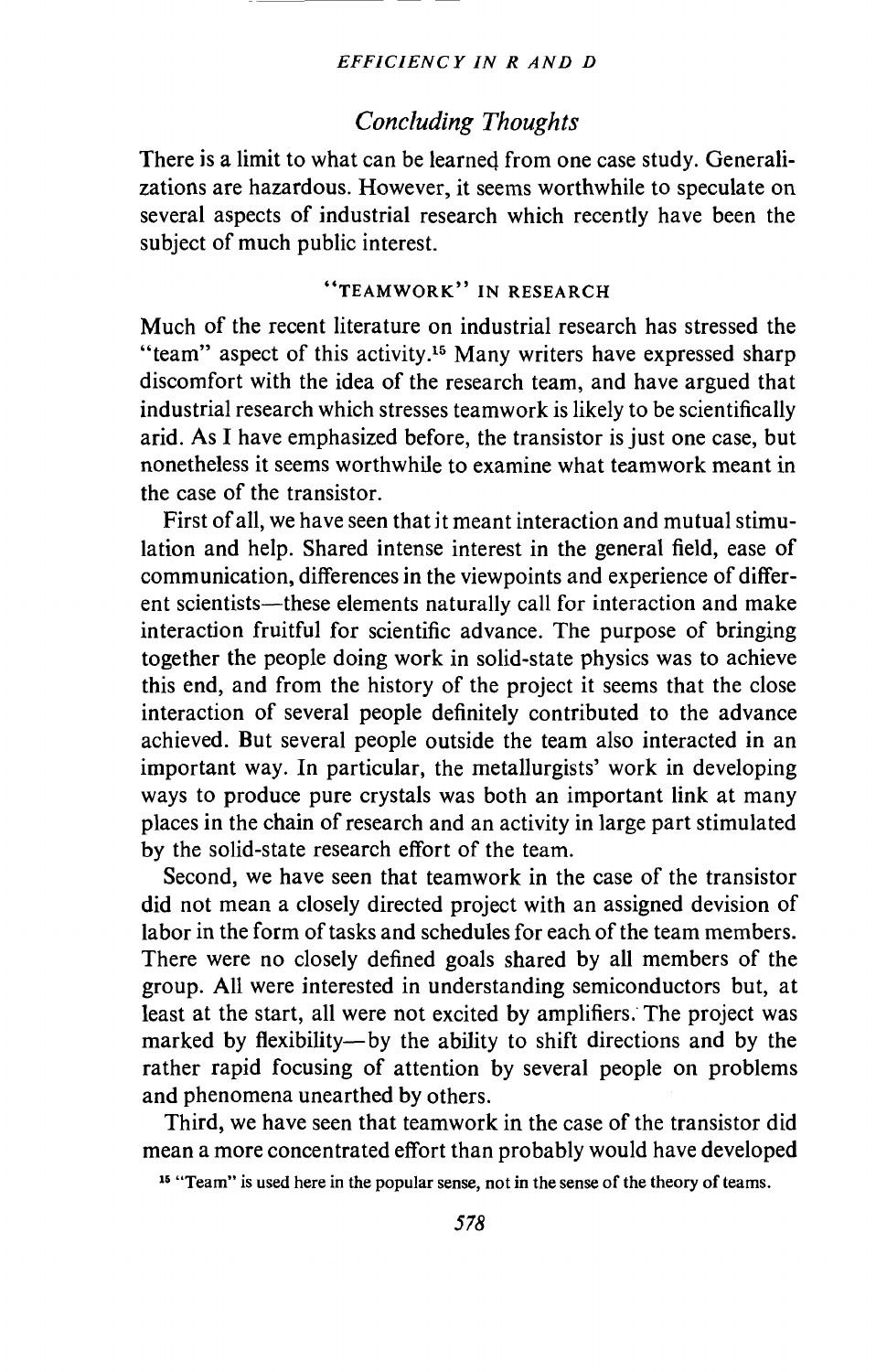## Concluding Thoughts

There is a limit to what can be learned from one case study. Generalizations are hazardous. However, it seems worthwhile to speculate on several aspects of industrial research which recently have been the subject of much public interest.

### "TEAMWORK" IN RESEARCH

Much of the recent literature on industrial research has stressed the "team" aspect of this activity.[15] Many writers have expressed sharp discomfort with the idea of the research team, and have argued that industrial research which stresses teamwork is likely to be scientifically arid. As I have emphasized before, the transistor is just one case, but nonetheless it seems worthwhile to examine what teamwork meant in the case of the transistor.

First of all, we have seen that it meant interaction and mutual stimulation and help. Shared intense interest in the general field, ease of communication, differences in the viewpoints and experience of different scientists—these elements naturally call for interaction and make interaction fruitful for scientific advance. The purpose of bringing together the people doing work in solid-state physics was to achieve this end, and from the history of the project it seems that the close interaction of several people definitely contributed to the advance achieved. But several people outside the team also interacted in an important way. In particular, the metallurgists' work in developing ways to produce pure crystals was both an important link at many places in the chain of research and an activity in large part stimulated by the solid-state research effort of the team.

Second, we have seen that teamwork in the case of the transistor did not mean a closely directed project with an assigned devision of labor in the form of tasks and schedules for each of the team members. There were no closely defined goals shared by all members of the group. All were interested in understanding semiconductors but, at least at the start, all were not excited by amplifiers. The project was marked by flexibility—by the ability to shift directions and by the rather rapid focusing of attention by several people on problems and phenomena unearthed by others.

Third, we have seen that teamwork in the case of the transistor did mean a more concentrated effort than probably would have developed

[15] "Team" is used here in the popular sense, not in the sense of the theory of teams.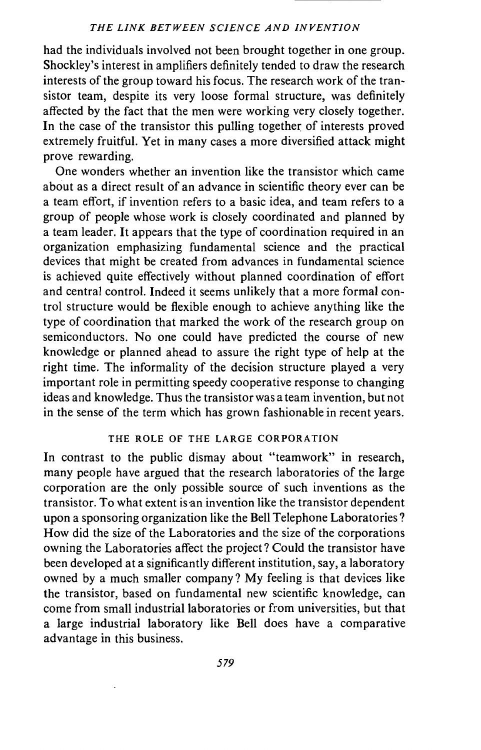had the individuals involved not been brought together in one group. Shockley's interest in amplifiers definitely tended to draw the research interests of the group toward his focus. The research work of the transistor team, despite its very loose formal structure, was definitely affected by the fact that the men were working very closely together. In the case of the transistor this pulling together of interests proved extremely fruitful. Yet in many cases a more diversified attack might prove rewarding.

One wonders whether an invention like the transistor which came about as a direct result of an advance in scientific theory ever can be a team effort, if invention refers to a basic idea, and team refers to a group of people whose work is closely coordinated and planned by a team leader. It appears that the type of coordination required in an organization emphasizing fundamental science and the practical devices that might be created from advances in fundamental science is achieved quite effectively without planned coordination of effort and central control. Indeed it seems unlikely that a more formal control structure would be flexible enough to achieve anything like the type of coordination that marked the work of the research group on semiconductors. No one could have predicted the course of new knowledge or planned ahead to assure the right type of help at the right time. The informality of the decision structure played a very important role in permitting speedy cooperative response to changing ideas and knowledge. Thus the transistor was a team invention, but not in the sense of the term which has grown fashionable in recent years.

## THE ROLE OF THE LARGE CORPORATION

In contrast to the public dismay about "teamwork" in research, many people have argued that the research laboratories of the large corporation are the only possible source of such inventions as the transistor. To what extent is an invention like the transistor dependent upon a sponsoring organization like the Bell Telephone Laboratories? How did the size of the Laboratories and the size of the corporations owning the Laboratories affect the project? Could the transistor have been developed at a significantly different institution, say, a laboratory owned by a much smaller company? My feeling is that devices like the transistor, based on fundamental new scientific knowledge, can come from small industrial laboratories or from universities, but that a large industrial laboratory like Bell does have a comparative advantage in this business.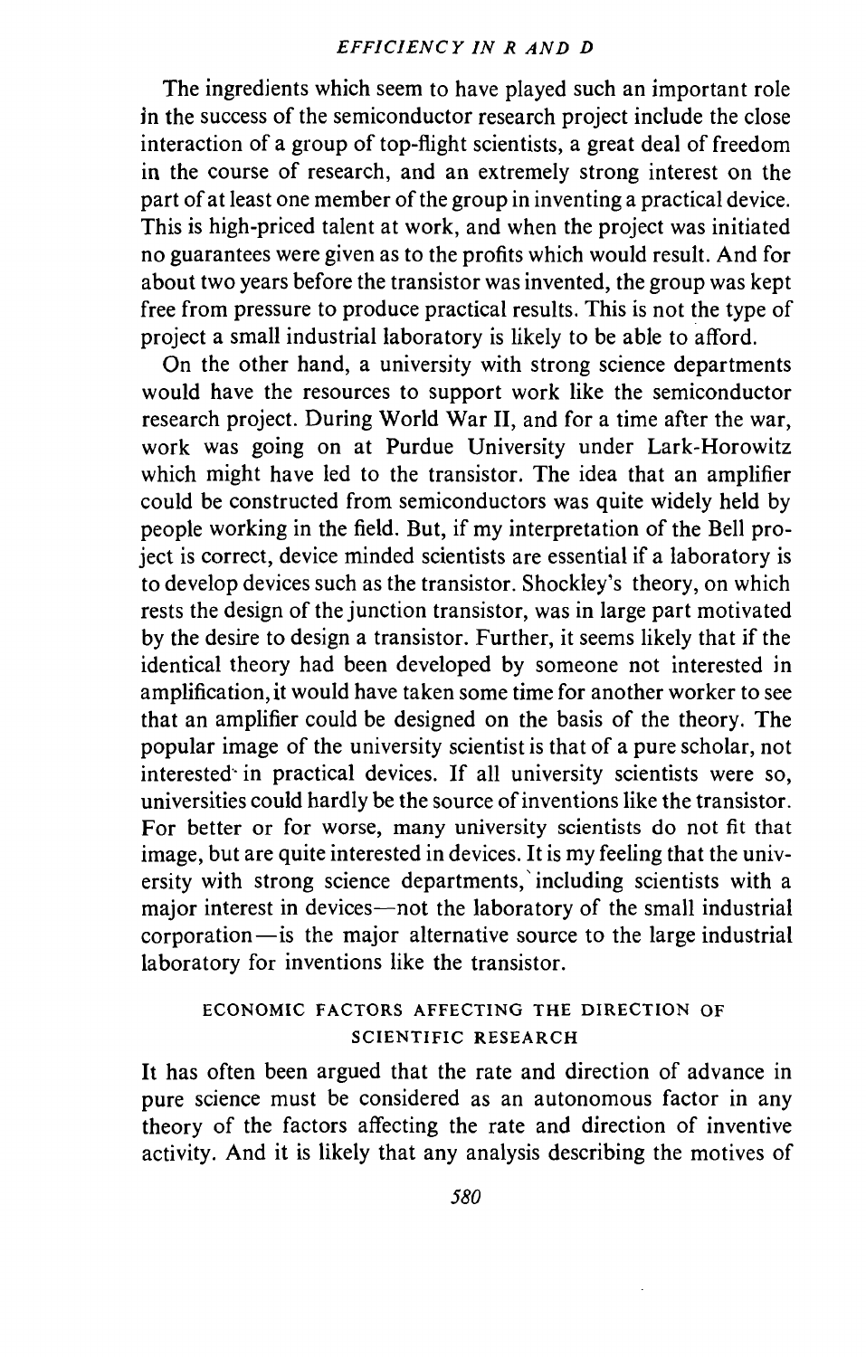The ingredients which seem to have played such an important role in the success of the semiconductor research project include the close interaction of a group of top-flight scientists, a great deal of freedom in the course of research, and an extremely strong interest on the part of at least one member of the group in inventing a practical device. This is high-priced talent at work, and when the project was initiated no guarantees were given as to the profits which would result. And for about two years before the transistor was invented, the group was kept free from pressure to produce practical results. This is not the type of project a small industrial laboratory is likely to be able to afford.

On the other hand, a university with strong science departments would have the resources to support work like the semiconductor research project. During World War II, and for a time after the war, work was going on at Purdue University under Lark-Horowitz which might have led to the transistor. The idea that an amplifier could be constructed from semiconductors was quite widely held by people working in the field. But, if my interpretation of the Bell project is correct, device minded scientists are essential if a laboratory is to develop devices such as the transistor. Shockley's theory, on which rests the design of the junction transistor, was in large part motivated by the desire to design a transistor. Further, it seems likely that if the identical theory had been developed by someone not interested in amplification, it would have taken some time for another worker to see that an amplifier could be designed on the basis of the theory. The popular image of the university scientist is that of a pure scholar, not interested in practical devices. If all university scientists were so, universities could hardly be the source of inventions like the transistor. For better or for worse, many university scientists do not fit that image, but are quite interested in devices. It is my feeling that the university with strong science departments, including scientists with a major interest in devices—not the laboratory of the small industrial corporation—is the major alternative source to the large industrial laboratory for inventions like the transistor.

## ECONOMIC FACTORS AFFECTING THE DIRECTION OF SCIENTIFIC RESEARCH

It has often been argued that the rate and direction of advance in pure science must be considered as an autonomous factor in any theory of the factors affecting the rate and direction of inventive activity. And it is likely that any analysis describing the motives of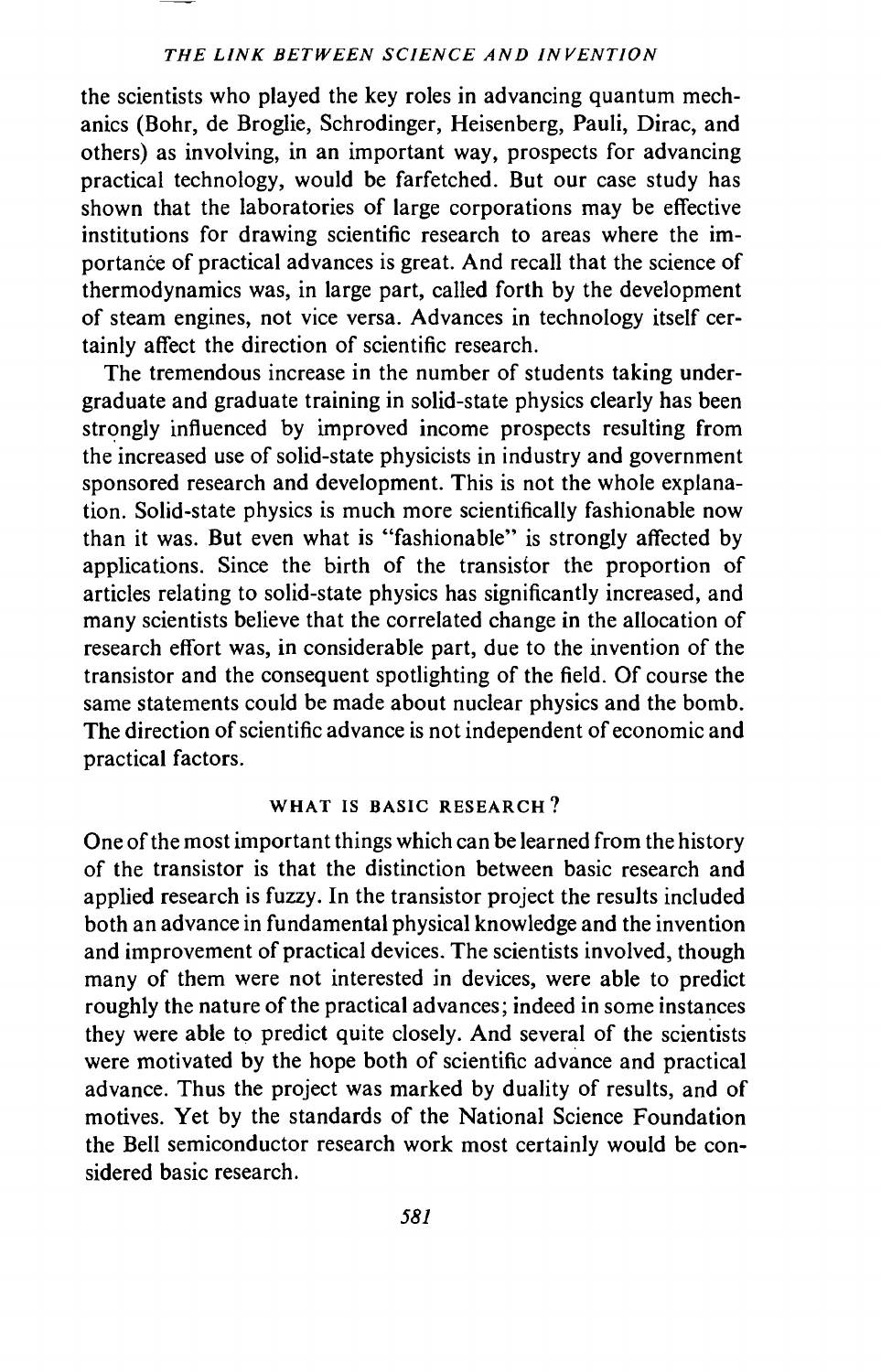the scientists who played the key roles in advancing quantum mechanics (Bohr, de Broglie, Schrodinger, Heisenberg, Pauli, Dirac, and others) as involving, in an important way, prospects for advancing practical technology, would be farfetched. But our case study has shown that the laboratories of large corporations may be effective institutions for drawing scientific research to areas where the importance of practical advances is great. And recall that the science of thermodynamics was, in large part, called forth by the development of steam engines, not vice versa. Advances in technology itself certainly affect the direction of scientific research.

The tremendous increase in the number of students taking undergraduate and graduate training in solid-state physics clearly has been strongly influenced by improved income prospects resulting from the increased use of solid-state physicists in industry and government sponsored research and development. This is not the whole explanation. Solid-state physics is much more scientifically fashionable now than it was. But even what is "fashionable" is strongly affected by applications. Since the birth of the transistor the proportion of articles relating to solid-state physics has significantly increased, and many scientists believe that the correlated change in the allocation of research effort was, in considerable part, due to the invention of the transistor and the consequent spotlighting of the field. Of course the same statements could be made about nuclear physics and the bomb. The direction of scientific advance is not independent of economic and practical factors.

## WHAT IS BASIC RESEARCH?

One of the most important things which can be learned from the history of the transistor is that the distinction between basic research and applied research is fuzzy. In the transistor project the results included both an advance in fundamental physical knowledge and the invention and improvement of practical devices. The scientists involved, though many of them were not interested in devices, were able to predict roughly the nature of the practical advances; indeed in some instances they were able to predict quite closely. And several of the scientists were motivated by the hope both of scientific advance and practical advance. Thus the project was marked by duality of results, and of motives. Yet by the standards of the National Science Foundation the Bell semiconductor research work most certainly would be considered basic research.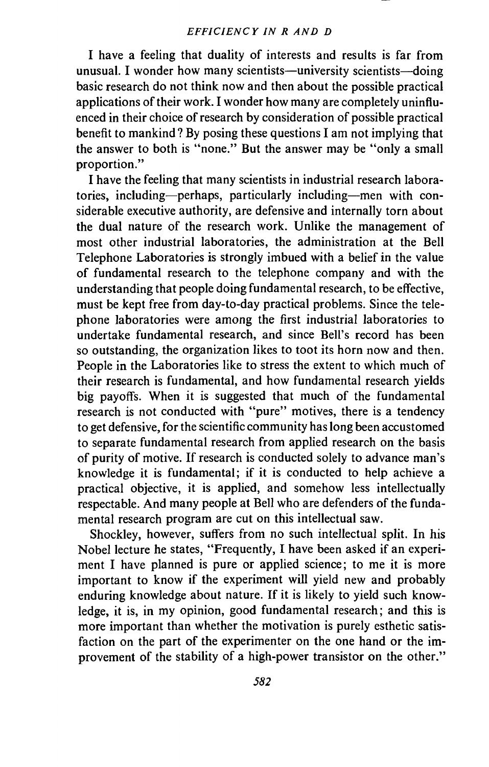I have a feeling that duality of interests and results is far from unusual. I wonder how many scientists—university scientists—doing basic research do not think now and then about the possible practical applications of their work. I wonder how many are completely uninfluenced in their choice of research by consideration of possible practical benefit to mankind? By posing these questions I am not implying that the answer to both is "none." But the answer may be "only a small proportion."

I have the feeling that many scientists in industrial research laboratories, including—perhaps, particularly including—men with considerable executive authority, are defensive and internally torn about the dual nature of the research work. Unlike the management of most other industrial laboratories, the administration at the Bell Telephone Laboratories is strongly imbued with a belief in the value of fundamental research to the telephone company and with the understanding that people doing fundamental research, to be effective, must be kept free from day-to-day practical problems. Since the telephone laboratories were among the first industrial laboratories to undertake fundamental research, and since Bell's record has been so outstanding, the organization likes to toot its horn now and then. People in the Laboratories like to stress the extent to which much of their research is fundamental, and how fundamental research yields big payoffs. When it is suggested that much of the fundamental research is not conducted with "pure" motives, there is a tendency to get defensive, for the scientific community has long been accustomed to separate fundamental research from applied research on the basis of purity of motive. If research is conducted solely to advance man's knowledge it is fundamental; if it is conducted to help achieve a practical objective, it is applied, and somehow less intellectually respectable. And many people at Bell who are defenders of the fundamental research program are cut on this intellectual saw.

Shockley, however, suffers from no such intellectual split. In his Nobel lecture he states, "Frequently, I have been asked if an experiment I have planned is pure or applied science; to me it is more important to know if the experiment will yield new and probably enduring knowledge about nature. If it is likely to yield such knowledge, it is, in my opinion, good fundamental research; and this is more important than whether the motivation is purely esthetic satisfaction on the part of the experimenter on the one hand or the improvement of the stability of a high-power transistor on the other."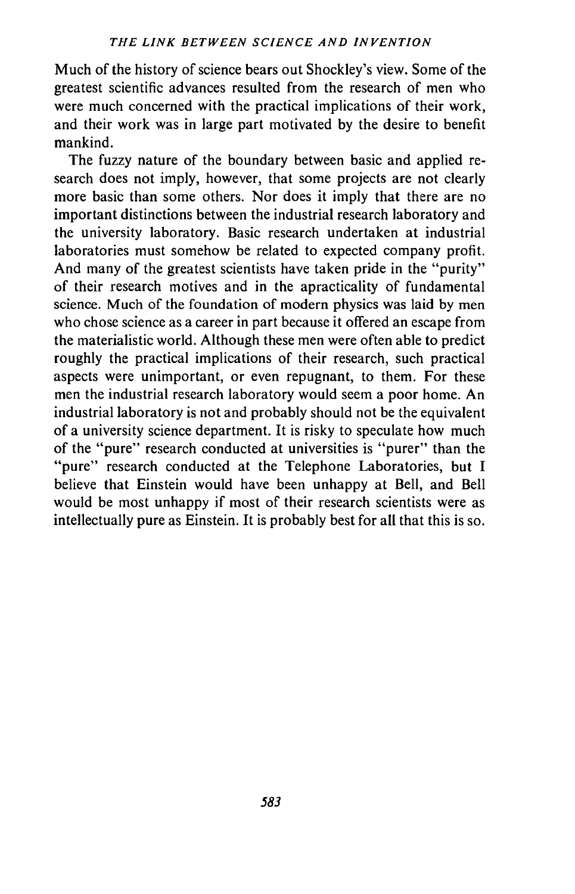Much of the history of science bears out Shockley's view. Some of the greatest scientific advances resulted from the research of men who were much concerned with the practical implications of their work, and their work was in large part motivated by the desire to benefit mankind.

The fuzzy nature of the boundary between basic and applied research does not imply, however, that some projects are not clearly more basic than some others. Nor does it imply that there are no important distinctions between the industrial research laboratory and the university laboratory. Basic research undertaken at industrial laboratories must somehow be related to expected company profit. And many of the greatest scientists have taken pride in the "purity" of their research motives and in the apracticality of fundamental science. Much of the foundation of modern physics was laid by men who chose science as a career in part because it offered an escape from the materialistic world. Although these men were often able to predict roughly the practical implications of their research, such practical aspects were unimportant, or even repugnant, to them. For these men the industrial research laboratory would seem a poor home. An industrial laboratory is not and probably should not be the equivalent of a university science department. It is risky to speculate how much of the "pure" research conducted at universities is "purer" than the "pure" research conducted at the Telephone Laboratories, but I believe that Einstein would have been unhappy at Bell, and Bell would be most unhappy if most of their research scientists were as intellectually pure as Einstein. It is probably best for all that this is so.